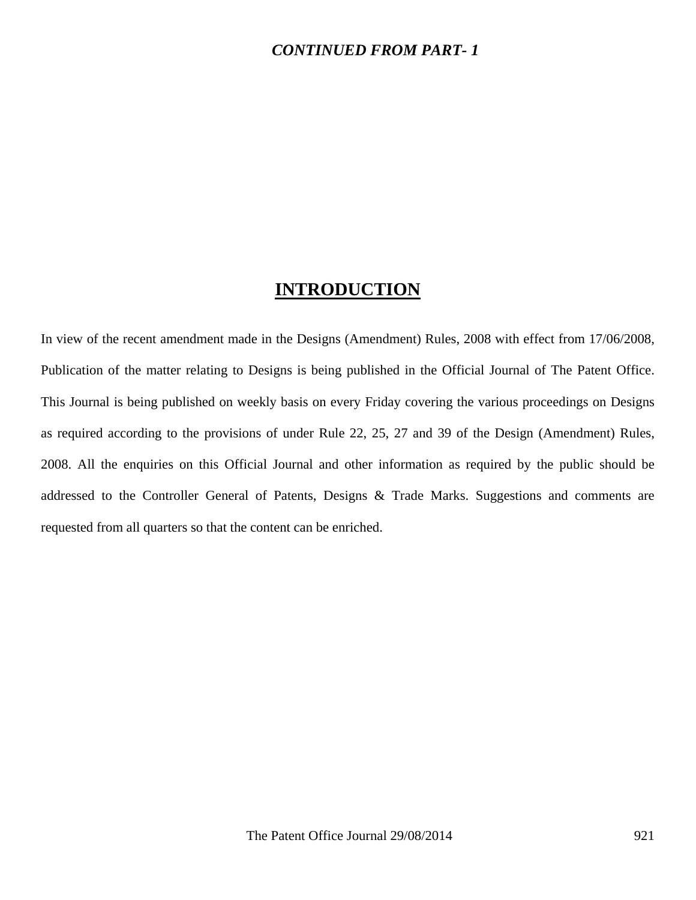***CONTINUED FROM PART- 1***

# INTRODUCTION

In view of the recent amendment made in the Designs (Amendment) Rules, 2008 with effect from 17/06/2008, Publication of the matter relating to Designs is being published in the Official Journal of The Patent Office. This Journal is being published on weekly basis on every Friday covering the various proceedings on Designs as required according to the provisions of under Rule 22, 25, 27 and 39 of the Design (Amendment) Rules, 2008. All the enquiries on this Official Journal and other information as required by the public should be addressed to the Controller General of Patents, Designs & Trade Marks. Suggestions and comments are requested from all quarters so that the content can be enriched.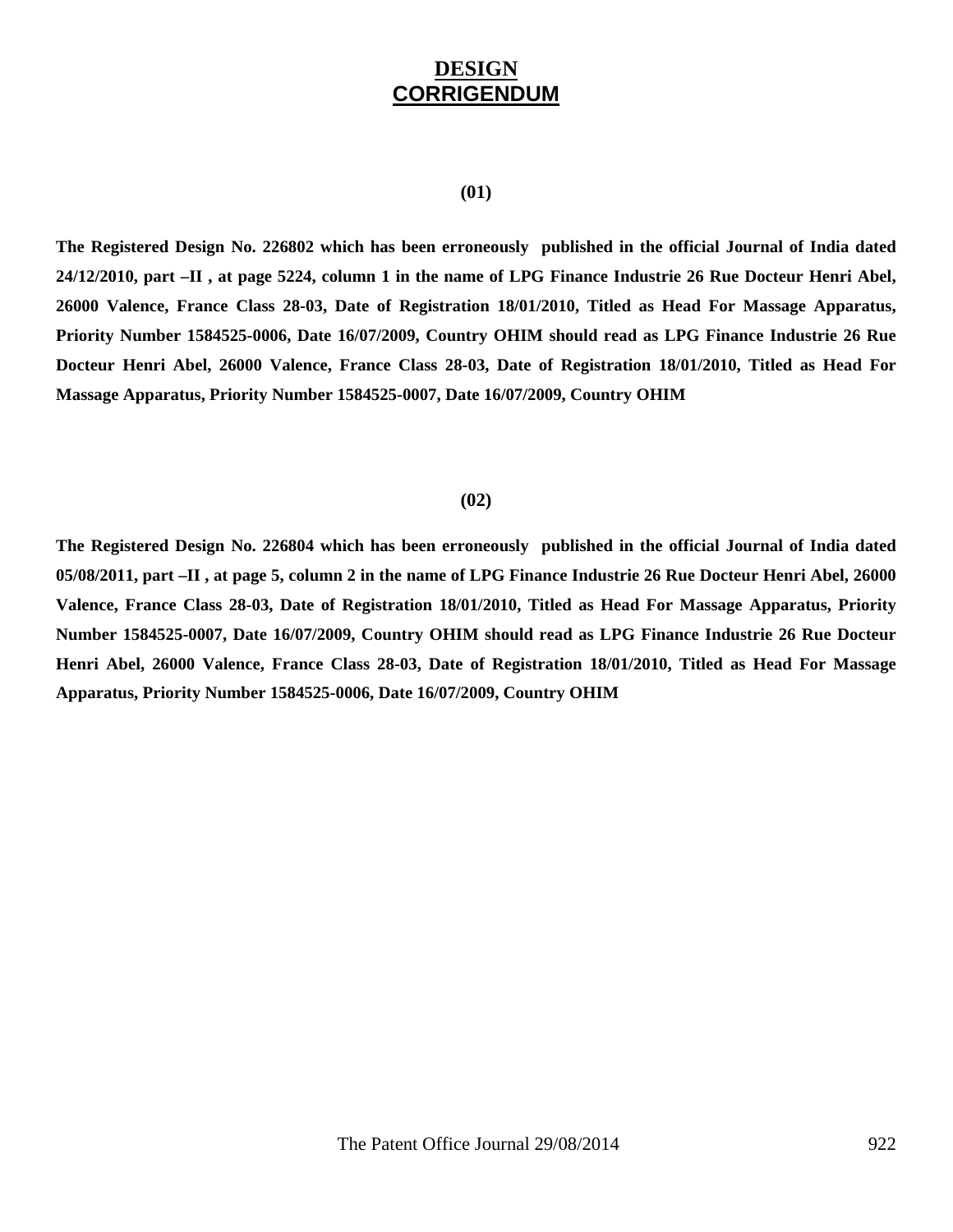# DESIGN CORRIGENDUM

**(01)**

**The Registered Design No. 226802 which has been erroneously published in the official Journal of India dated 24/12/2010, part –II , at page 5224, column 1 in the name of LPG Finance Industrie 26 Rue Docteur Henri Abel, 26000 Valence, France Class 28-03, Date of Registration 18/01/2010, Titled as Head For Massage Apparatus, Priority Number 1584525-0006, Date 16/07/2009, Country OHIM should read as LPG Finance Industrie 26 Rue Docteur Henri Abel, 26000 Valence, France Class 28-03, Date of Registration 18/01/2010, Titled as Head For Massage Apparatus, Priority Number 1584525-0007, Date 16/07/2009, Country OHIM**

**(02)**

**The Registered Design No. 226804 which has been erroneously published in the official Journal of India dated 05/08/2011, part –II , at page 5, column 2 in the name of LPG Finance Industrie 26 Rue Docteur Henri Abel, 26000 Valence, France Class 28-03, Date of Registration 18/01/2010, Titled as Head For Massage Apparatus, Priority Number 1584525-0007, Date 16/07/2009, Country OHIM should read as LPG Finance Industrie 26 Rue Docteur Henri Abel, 26000 Valence, France Class 28-03, Date of Registration 18/01/2010, Titled as Head For Massage Apparatus, Priority Number 1584525-0006, Date 16/07/2009, Country OHIM**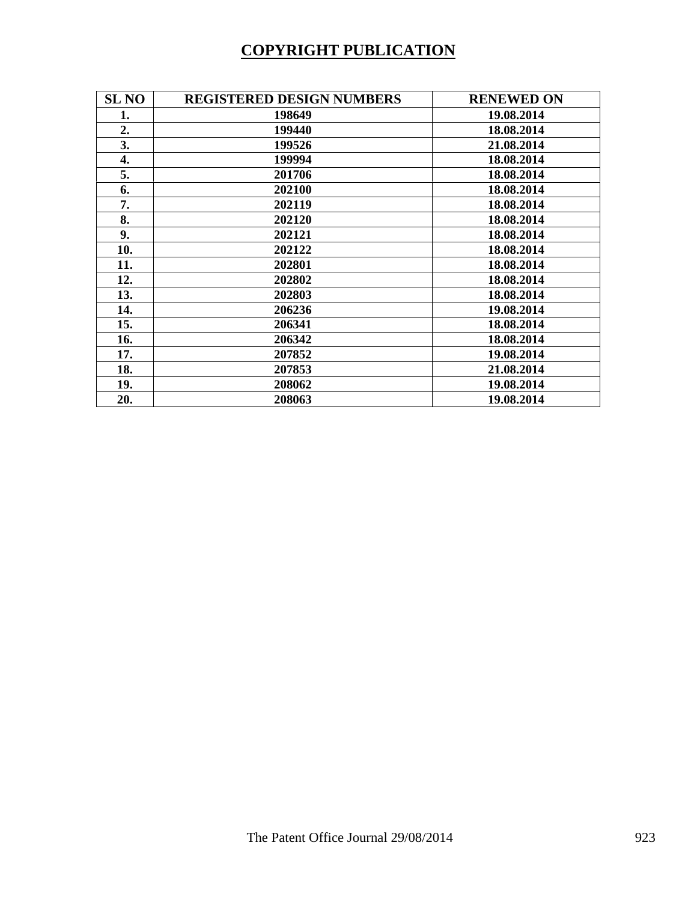## COPYRIGHT PUBLICATION

| SL NO | REGISTERED DESIGN NUMBERS | RENEWED ON |
|---|---|---|
| 1. | 198649 | 19.08.2014 |
| 2. | 199440 | 18.08.2014 |
| 3. | 199526 | 21.08.2014 |
| 4. | 199994 | 18.08.2014 |
| 5. | 201706 | 18.08.2014 |
| 6. | 202100 | 18.08.2014 |
| 7. | 202119 | 18.08.2014 |
| 8. | 202120 | 18.08.2014 |
| 9. | 202121 | 18.08.2014 |
| 10. | 202122 | 18.08.2014 |
| 11. | 202801 | 18.08.2014 |
| 12. | 202802 | 18.08.2014 |
| 13. | 202803 | 18.08.2014 |
| 14. | 206236 | 19.08.2014 |
| 15. | 206341 | 18.08.2014 |
| 16. | 206342 | 18.08.2014 |
| 17. | 207852 | 19.08.2014 |
| 18. | 207853 | 21.08.2014 |
| 19. | 208062 | 19.08.2014 |
| 20. | 208063 | 19.08.2014 |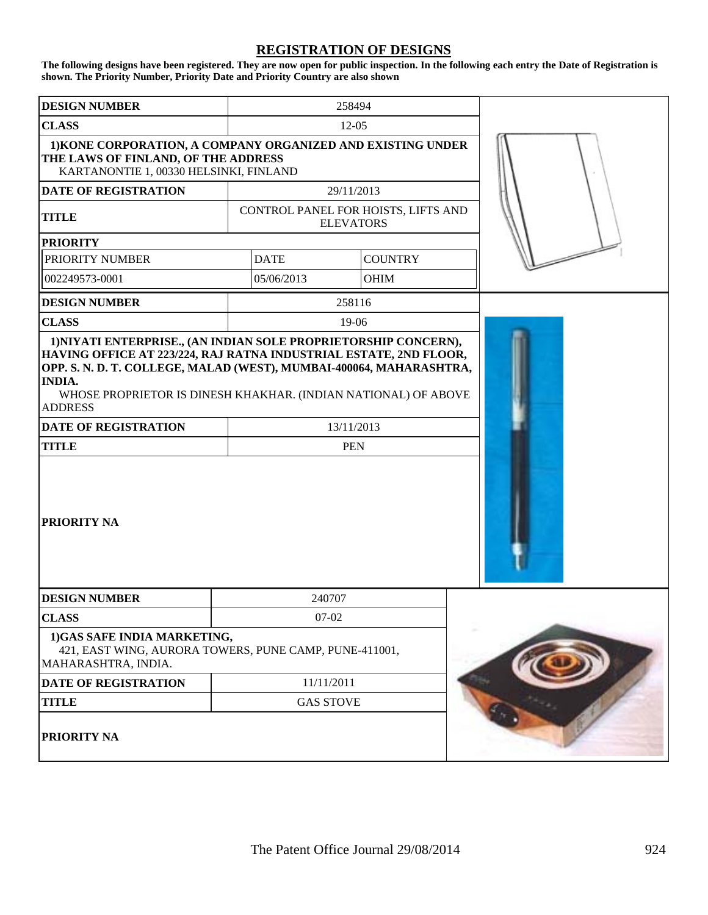# REGISTRATION OF DESIGNS

**The following designs have been registered. They are now open for public inspection. In the following each entry the Date of Registration is shown. The Priority Number, Priority Date and Priority Country are also shown**

| | | |
|---|---|---|
| **DESIGN NUMBER** | 258494 | |
| **CLASS** | 12-05 | |
| **1)KONE CORPORATION, A COMPANY ORGANIZED AND EXISTING UNDER THE LAWS OF FINLAND, OF THE ADDRESS** KARTANONTIE 1, 00330 HELSINKI, FINLAND | | |
| **DATE OF REGISTRATION** | 29/11/2013 | |
| **TITLE** | CONTROL PANEL FOR HOISTS, LIFTS AND ELEVATORS | |
| **PRIORITY** | | |
| PRIORITY NUMBER | DATE | COUNTRY |
| 002249573-0001 | 05/06/2013 | OHIM |

| | |
|---|---|
| **DESIGN NUMBER** | 258116 |
| **CLASS** | 19-06 |
| **1)NIYATI ENTERPRISE., (AN INDIAN SOLE PROPRIETORSHIP CONCERN), HAVING OFFICE AT 223/224, RAJ RATNA INDUSTRIAL ESTATE, 2ND FLOOR, OPP. S. N. D. T. COLLEGE, MALAD (WEST), MUMBAI-400064, MAHARASHTRA, INDIA.** WHOSE PROPRIETOR IS DINESH KHAKHAR. (INDIAN NATIONAL) OF ABOVE ADDRESS | |
| **DATE OF REGISTRATION** | 13/11/2013 |
| **TITLE** | PEN |
| **PRIORITY NA** | |

| | |
|---|---|
| **DESIGN NUMBER** | 240707 |
| **CLASS** | 07-02 |
| **1)GAS SAFE INDIA MARKETING,** 421, EAST WING, AURORA TOWERS, PUNE CAMP, PUNE-411001, MAHARASHTRA, INDIA. | |
| **DATE OF REGISTRATION** | 11/11/2011 |
| **TITLE** | GAS STOVE |
| **PRIORITY NA** | |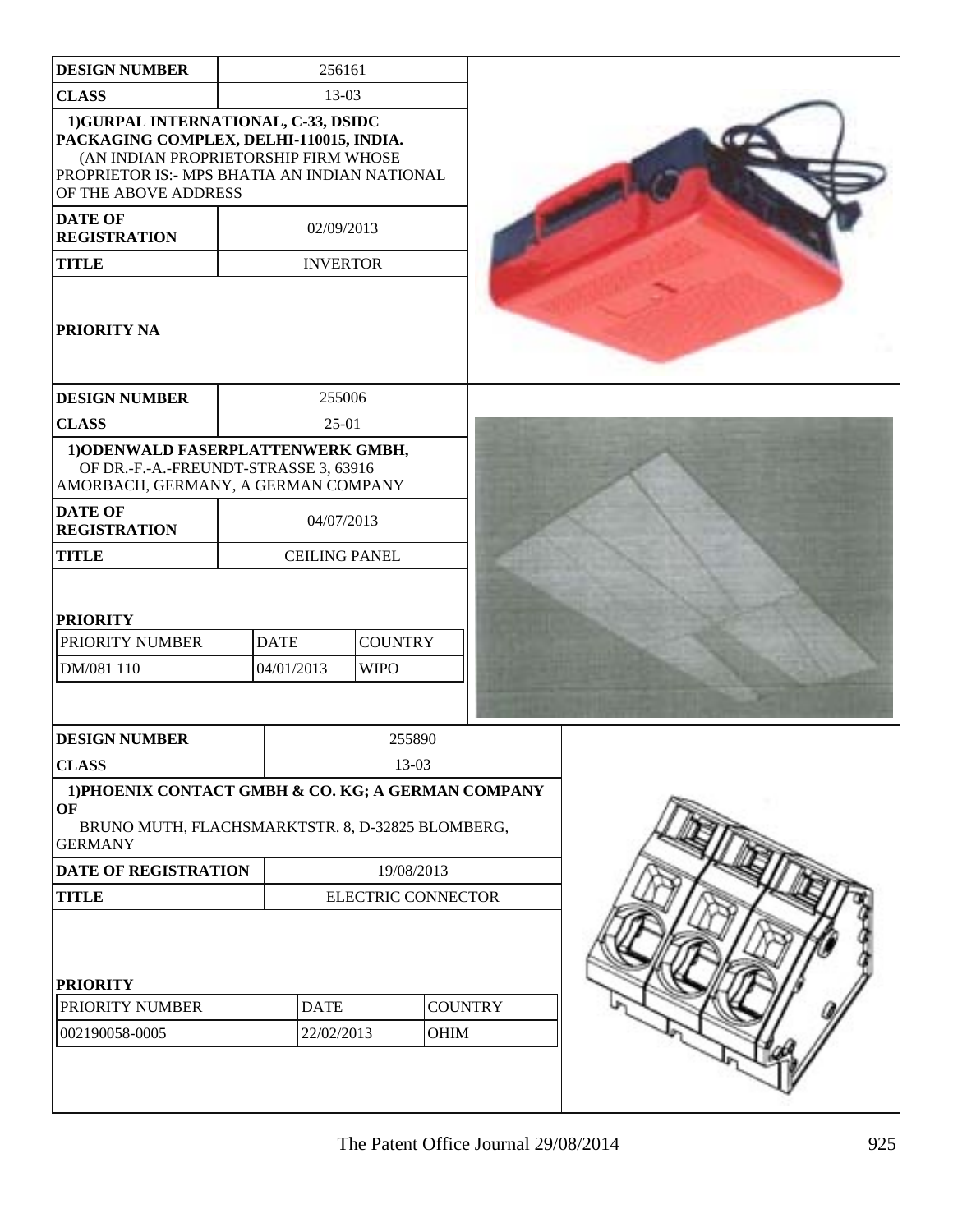| DESIGN NUMBER | 256161 |
|---|---|
| CLASS | 13-03 |
| 1)GURPAL INTERNATIONAL, C-33, DSIDC PACKAGING COMPLEX, DELHI-110015, INDIA. (AN INDIAN PROPRIETORSHIP FIRM WHOSE PROPRIETOR IS:- MPS BHATIA AN INDIAN NATIONAL OF THE ABOVE ADDRESS | |
| DATE OF REGISTRATION | 02/09/2013 |
| TITLE | INVERTOR |
| PRIORITY NA | |

| DESIGN NUMBER | 255006 |
|---|---|
| CLASS | 25-01 |
| 1)ODENWALD FASERPLATTENWERK GMBH, OF DR.-F.-A.-FREUNDT-STRASSE 3, 63916 AMORBACH, GERMANY, A GERMAN COMPANY | |
| DATE OF REGISTRATION | 04/07/2013 |
| TITLE | CEILING PANEL |

**PRIORITY**

| PRIORITY NUMBER | DATE | COUNTRY |
|---|---|---|
| DM/081 110 | 04/01/2013 | WIPO |

| DESIGN NUMBER | 255890 |
|---|---|
| CLASS | 13-03 |
| 1)PHOENIX CONTACT GMBH & CO. KG; A GERMAN COMPANY OF BRUNO MUTH, FLACHSMARKTSTR. 8, D-32825 BLOMBERG, GERMANY | |
| DATE OF REGISTRATION | 19/08/2013 |
| TITLE | ELECTRIC CONNECTOR |

**PRIORITY**

| PRIORITY NUMBER | DATE | COUNTRY |
|---|---|---|
| 002190058-0005 | 22/02/2013 | OHIM |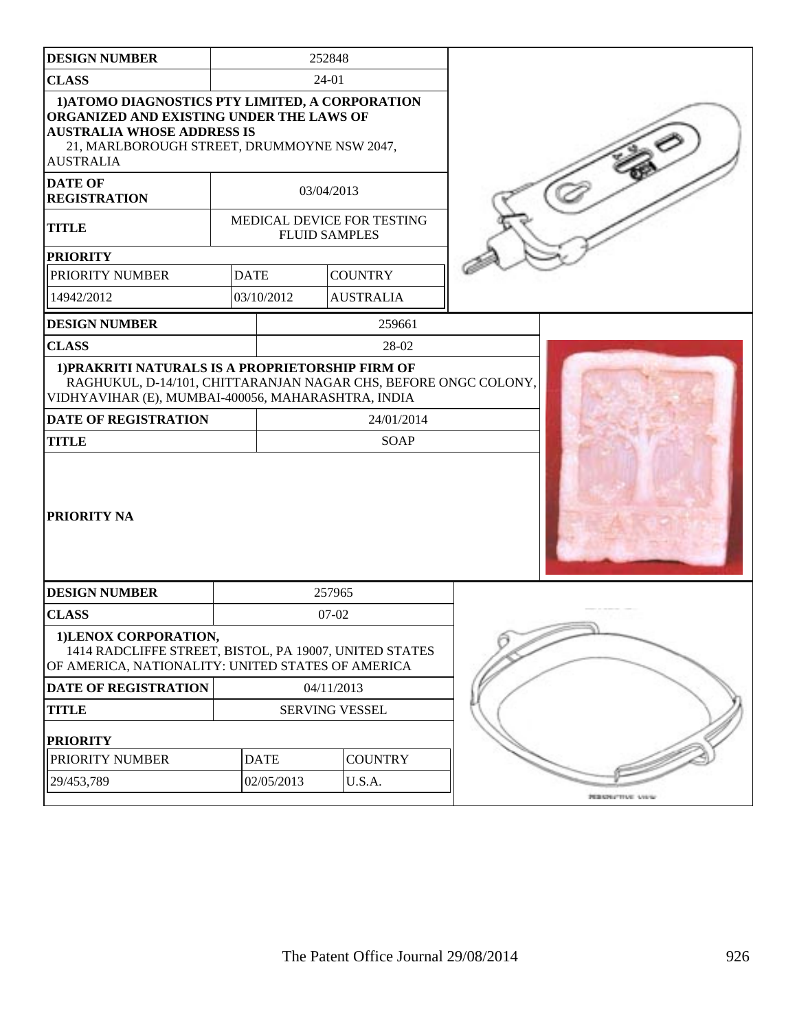| DESIGN NUMBER | 252848 | |
|---|---|---|
| CLASS | 24-01 | |
| 1)ATOMO DIAGNOSTICS PTY LIMITED, A CORPORATION ORGANIZED AND EXISTING UNDER THE LAWS OF AUSTRALIA WHOSE ADDRESS IS 21, MARLBOROUGH STREET, DRUMMOYNE NSW 2047, AUSTRALIA | | |
| DATE OF REGISTRATION | 03/04/2013 | |
| TITLE | MEDICAL DEVICE FOR TESTING FLUID SAMPLES | |
| PRIORITY | | |
| PRIORITY NUMBER | DATE | COUNTRY |
| 14942/2012 | 03/10/2012 | AUSTRALIA |

| DESIGN NUMBER | 259661 |
|---|---|
| CLASS | 28-02 |
| 1)PRAKRITI NATURALS IS A PROPRIETORSHIP FIRM OF RAGHUKUL, D-14/101, CHITTARANJAN NAGAR CHS, BEFORE ONGC COLONY, VIDHYAVIHAR (E), MUMBAI-400056, MAHARASHTRA, INDIA | |
| DATE OF REGISTRATION | 24/01/2014 |
| TITLE | SOAP |
| PRIORITY NA | |

| DESIGN NUMBER | 257965 | |
|---|---|---|
| CLASS | 07-02 | |
| 1)LENOX CORPORATION, 1414 RADCLIFFE STREET, BISTOL, PA 19007, UNITED STATES OF AMERICA, NATIONALITY: UNITED STATES OF AMERICA | | |
| DATE OF REGISTRATION | 04/11/2013 | |
| TITLE | SERVING VESSEL | |
| PRIORITY | | |
| PRIORITY NUMBER | DATE | COUNTRY |
| 29/453,789 | 02/05/2013 | U.S.A. |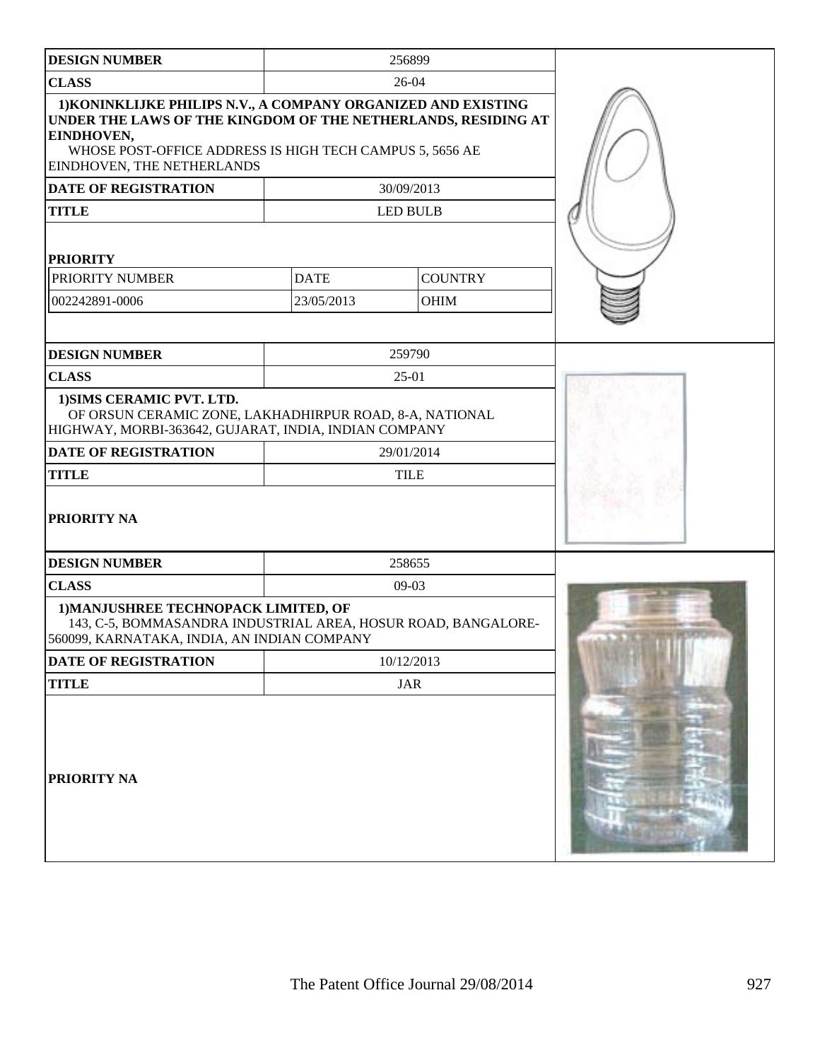| DESIGN NUMBER | 256899 | |
|---|---|---|
| CLASS | 26-04 | |
| 1)KONINKLIJKE PHILIPS N.V., A COMPANY ORGANIZED AND EXISTING UNDER THE LAWS OF THE KINGDOM OF THE NETHERLANDS, RESIDING AT EINDHOVEN, WHOSE POST-OFFICE ADDRESS IS HIGH TECH CAMPUS 5, 5656 AE EINDHOVEN, THE NETHERLANDS | | |
| DATE OF REGISTRATION | 30/09/2013 | |
| TITLE | LED BULB | |
| **PRIORITY** | | |
| PRIORITY NUMBER | DATE | COUNTRY |
| 002242891-0006 | 23/05/2013 | OHIM |

| DESIGN NUMBER | 259790 |
|---|---|
| CLASS | 25-01 |
| 1)SIMS CERAMIC PVT. LTD. OF ORSUN CERAMIC ZONE, LAKHADHIRPUR ROAD, 8-A, NATIONAL HIGHWAY, MORBI-363642, GUJARAT, INDIA, INDIAN COMPANY | |
| DATE OF REGISTRATION | 29/01/2014 |
| TITLE | TILE |
| **PRIORITY NA** | |

| DESIGN NUMBER | 258655 |
|---|---|
| CLASS | 09-03 |
| 1)MANJUSHREE TECHNOPACK LIMITED, OF 143, C-5, BOMMASANDRA INDUSTRIAL AREA, HOSUR ROAD, BANGALORE-560099, KARNATAKA, INDIA, AN INDIAN COMPANY | |
| DATE OF REGISTRATION | 10/12/2013 |
| TITLE | JAR |
| **PRIORITY NA** | |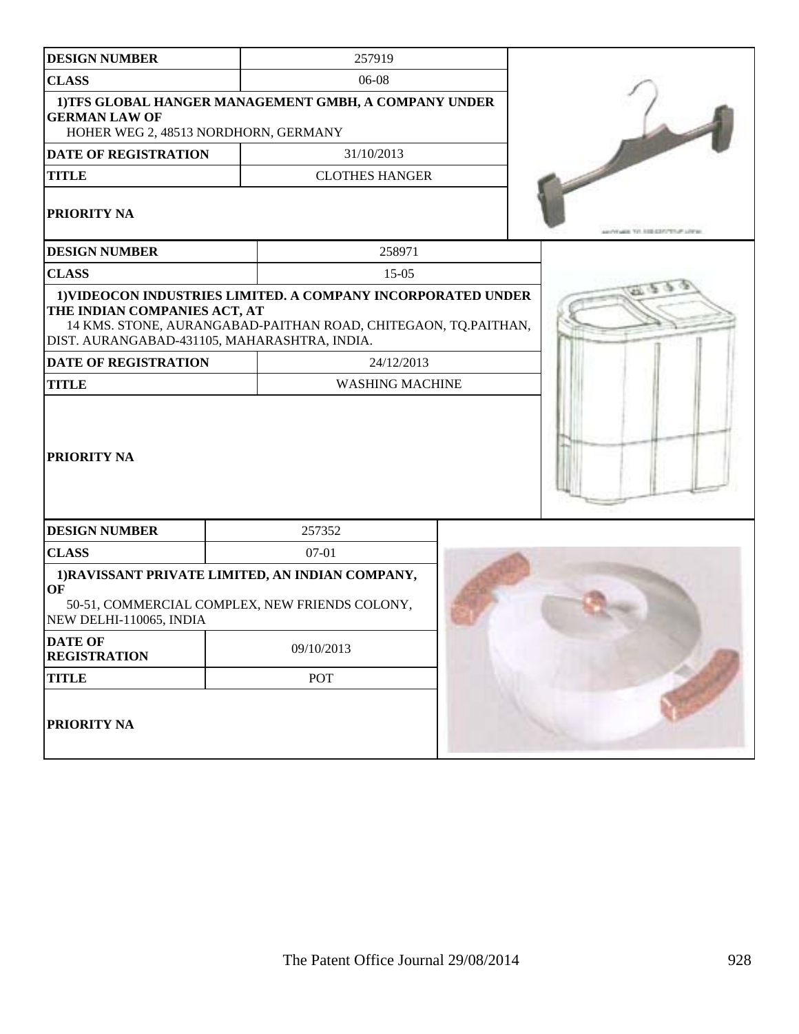| DESIGN NUMBER | 257919 |
|---|---|
| CLASS | 06-08 |
| 1)TFS GLOBAL HANGER MANAGEMENT GMBH, A COMPANY UNDER GERMAN LAW OF<br>HOHER WEG 2, 48513 NORDHORN, GERMANY | |
| DATE OF REGISTRATION | 31/10/2013 |
| TITLE | CLOTHES HANGER |
| PRIORITY NA | |

| DESIGN NUMBER | 258971 |
|---|---|
| CLASS | 15-05 |
| 1)VIDEOCON INDUSTRIES LIMITED. A COMPANY INCORPORATED UNDER THE INDIAN COMPANIES ACT, AT<br>14 KMS. STONE, AURANGABAD-PAITHAN ROAD, CHITEGAON, TQ.PAITHAN, DIST. AURANGABAD-431105, MAHARASHTRA, INDIA. | |
| DATE OF REGISTRATION | 24/12/2013 |
| TITLE | WASHING MACHINE |
| PRIORITY NA | |

| DESIGN NUMBER | 257352 |
|---|---|
| CLASS | 07-01 |
| 1)RAVISSANT PRIVATE LIMITED, AN INDIAN COMPANY, OF<br>50-51, COMMERCIAL COMPLEX, NEW FRIENDS COLONY, NEW DELHI-110065, INDIA | |
| DATE OF REGISTRATION | 09/10/2013 |
| TITLE | POT |
| PRIORITY NA | |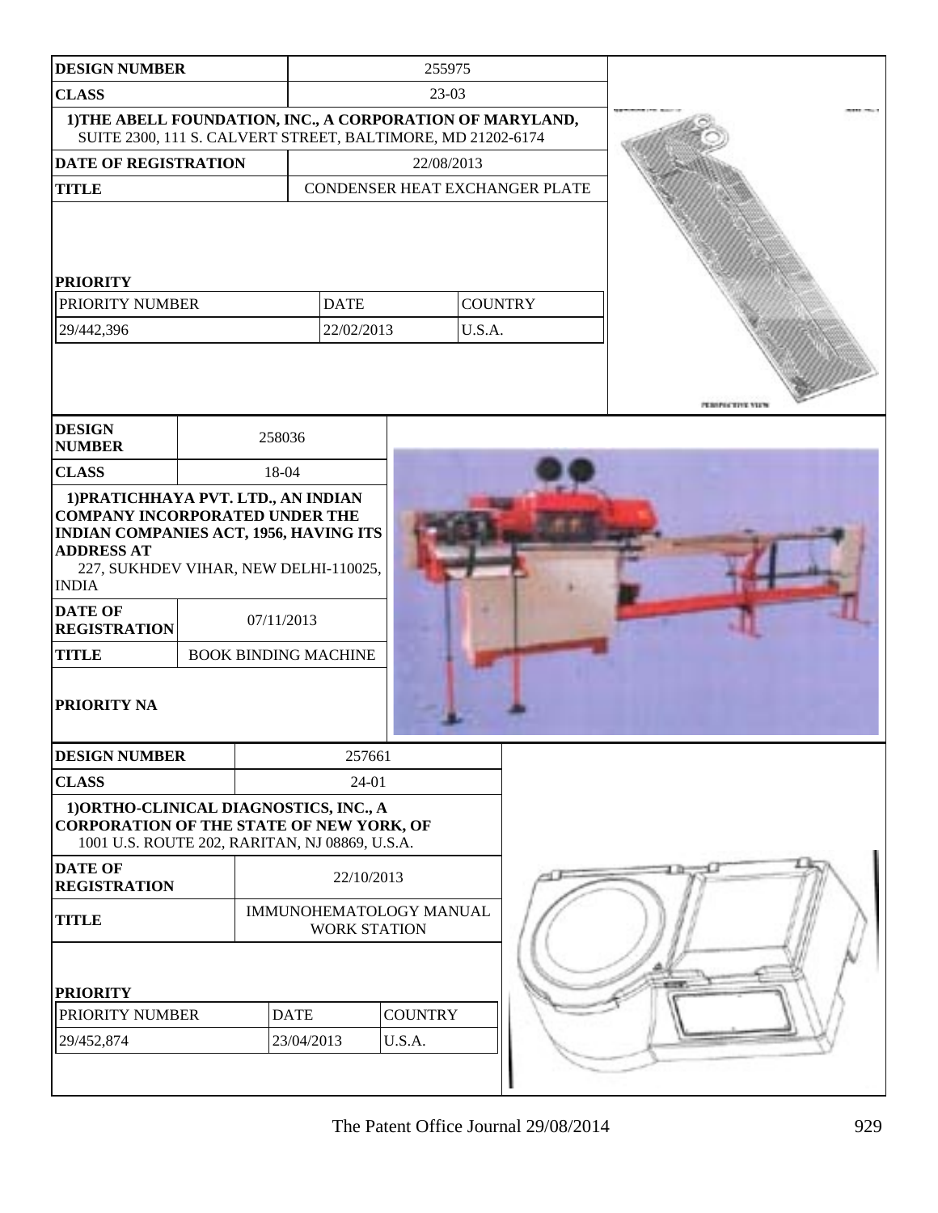| DESIGN NUMBER | 255975 |
| --- | --- |
| CLASS | 23-03 |
| 1)THE ABELL FOUNDATION, INC., A CORPORATION OF MARYLAND, SUITE 2300, 111 S. CALVERT STREET, BALTIMORE, MD 21202-6174 | |
| DATE OF REGISTRATION | 22/08/2013 |
| TITLE | CONDENSER HEAT EXCHANGER PLATE |

**PRIORITY**

| PRIORITY NUMBER | DATE | COUNTRY |
| --- | --- | --- |
| 29/442,396 | 22/02/2013 | U.S.A. |

| DESIGN NUMBER | 258036 |
| --- | --- |
| CLASS | 18-04 |
| 1)PRATICHHAYA PVT. LTD., AN INDIAN COMPANY INCORPORATED UNDER THE INDIAN COMPANIES ACT, 1956, HAVING ITS ADDRESS AT 227, SUKHDEV VIHAR, NEW DELHI-110025, INDIA | |
| DATE OF REGISTRATION | 07/11/2013 |
| TITLE | BOOK BINDING MACHINE |

**PRIORITY NA**

| DESIGN NUMBER | 257661 |
| --- | --- |
| CLASS | 24-01 |
| 1)ORTHO-CLINICAL DIAGNOSTICS, INC., A CORPORATION OF THE STATE OF NEW YORK, OF 1001 U.S. ROUTE 202, RARITAN, NJ 08869, U.S.A. | |
| DATE OF REGISTRATION | 22/10/2013 |
| TITLE | IMMUNOHEMATOLOGY MANUAL WORK STATION |

**PRIORITY**

| PRIORITY NUMBER | DATE | COUNTRY |
| --- | --- | --- |
| 29/452,874 | 23/04/2013 | U.S.A. |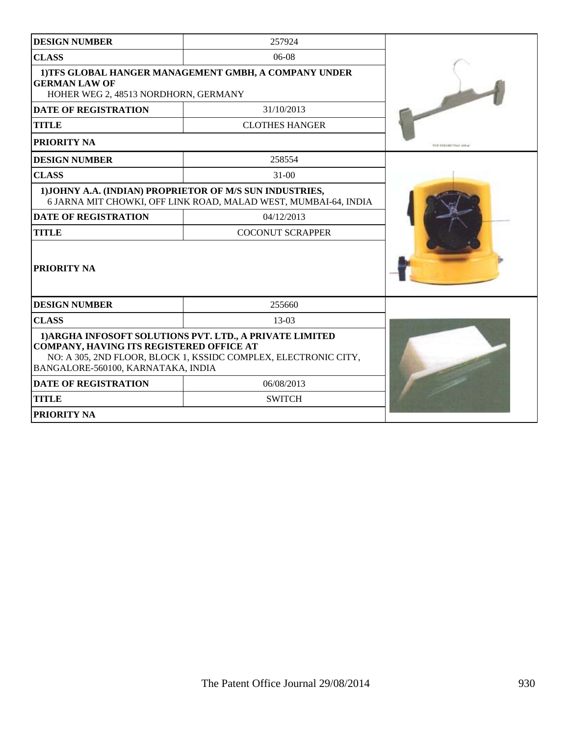| DESIGN NUMBER | 257924 |
|---|---|
| CLASS | 06-08 |
| 1)TFS GLOBAL HANGER MANAGEMENT GMBH, A COMPANY UNDER GERMAN LAW OF HOHER WEG 2, 48513 NORDHORN, GERMANY | |
| DATE OF REGISTRATION | 31/10/2013 |
| TITLE | CLOTHES HANGER |
| PRIORITY NA | |

| DESIGN NUMBER | 258554 |
|---|---|
| CLASS | 31-00 |
| 1)JOHNY A.A. (INDIAN) PROPRIETOR OF M/S SUN INDUSTRIES, 6 JARNA MIT CHOWKI, OFF LINK ROAD, MALAD WEST, MUMBAI-64, INDIA | |
| DATE OF REGISTRATION | 04/12/2013 |
| TITLE | COCONUT SCRAPPER |
| PRIORITY NA | |

| DESIGN NUMBER | 255660 |
|---|---|
| CLASS | 13-03 |
| 1)ARGHA INFOSOFT SOLUTIONS PVT. LTD., A PRIVATE LIMITED COMPANY, HAVING ITS REGISTERED OFFICE AT NO: A 305, 2ND FLOOR, BLOCK 1, KSSIDC COMPLEX, ELECTRONIC CITY, BANGALORE-560100, KARNATAKA, INDIA | |
| DATE OF REGISTRATION | 06/08/2013 |
| TITLE | SWITCH |
| PRIORITY NA | |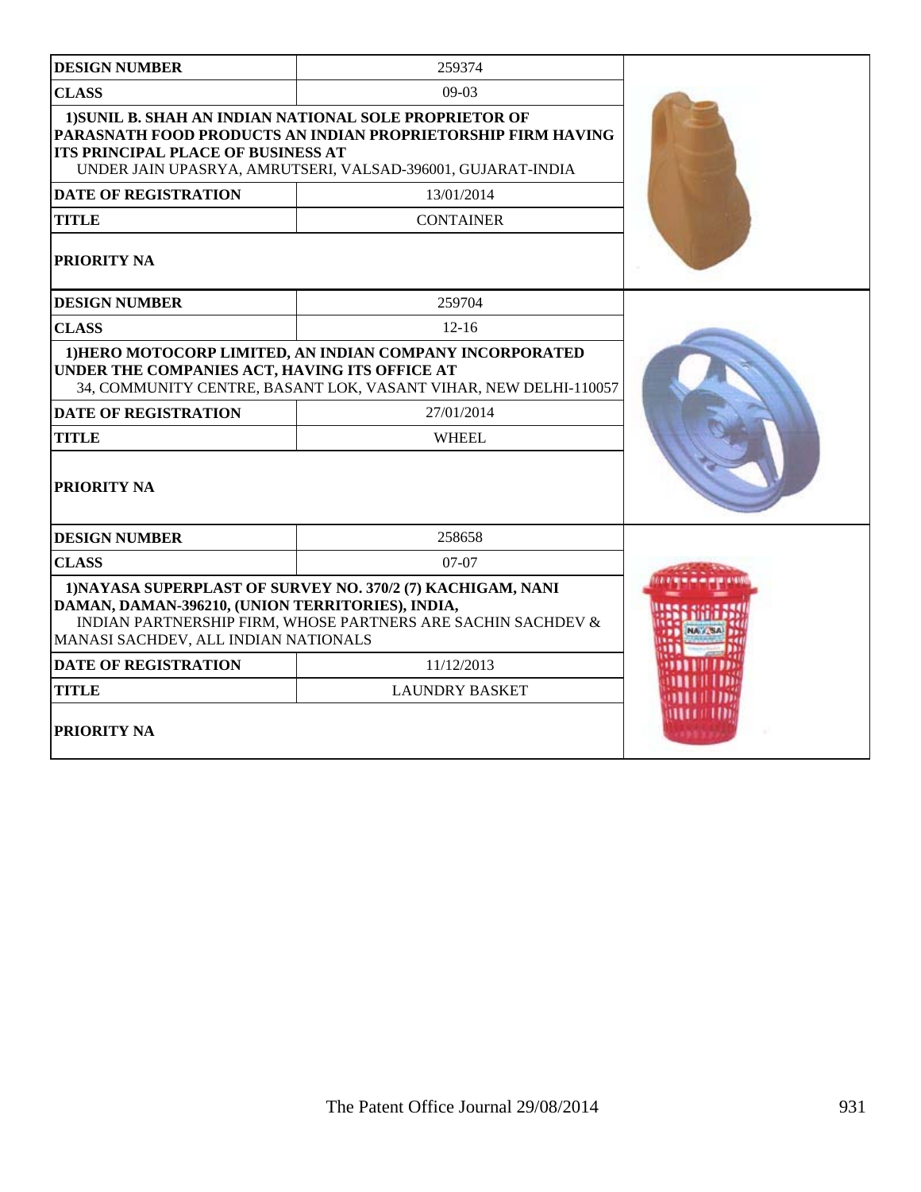| DESIGN NUMBER | 259374 |
| --- | --- |
| CLASS | 09-03 |
| 1)SUNIL B. SHAH AN INDIAN NATIONAL SOLE PROPRIETOR OF PARASNATH FOOD PRODUCTS AN INDIAN PROPRIETORSHIP FIRM HAVING ITS PRINCIPAL PLACE OF BUSINESS AT UNDER JAIN UPASRYA, AMRUTSERI, VALSAD-396001, GUJARAT-INDIA | |
| DATE OF REGISTRATION | 13/01/2014 |
| TITLE | CONTAINER |
| PRIORITY NA | |

| DESIGN NUMBER | 259704 |
| --- | --- |
| CLASS | 12-16 |
| 1)HERO MOTOCORP LIMITED, AN INDIAN COMPANY INCORPORATED UNDER THE COMPANIES ACT, HAVING ITS OFFICE AT 34, COMMUNITY CENTRE, BASANT LOK, VASANT VIHAR, NEW DELHI-110057 | |
| DATE OF REGISTRATION | 27/01/2014 |
| TITLE | WHEEL |
| PRIORITY NA | |

| DESIGN NUMBER | 258658 |
| --- | --- |
| CLASS | 07-07 |
| 1)NAYASA SUPERPLAST OF SURVEY NO. 370/2 (7) KACHIGAM, NANI DAMAN, DAMAN-396210, (UNION TERRITORIES), INDIA, INDIAN PARTNERSHIP FIRM, WHOSE PARTNERS ARE SACHIN SACHDEV & MANASI SACHDEV, ALL INDIAN NATIONALS | |
| DATE OF REGISTRATION | 11/12/2013 |
| TITLE | LAUNDRY BASKET |
| PRIORITY NA | |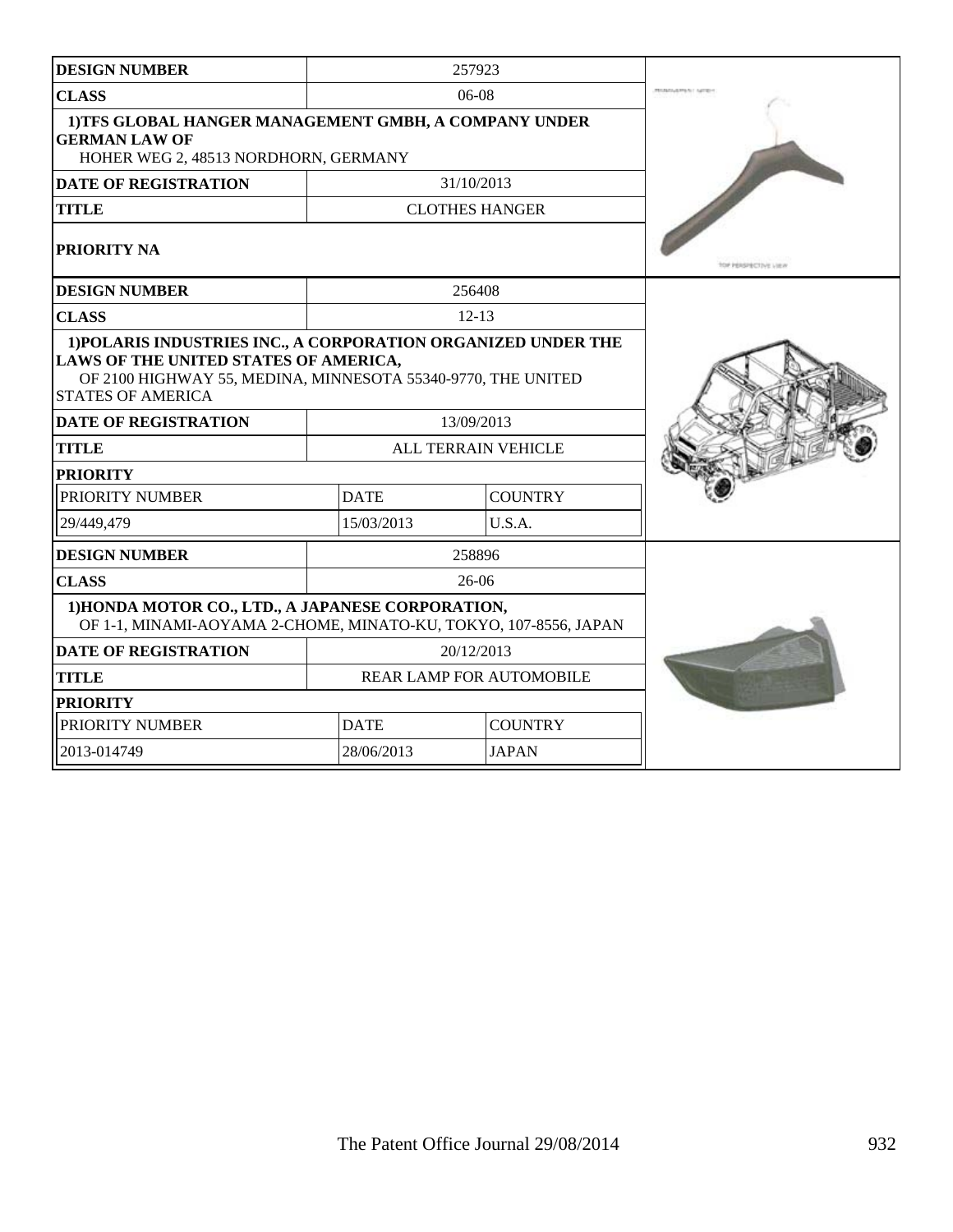| DESIGN NUMBER | 257923 | |
|---|---|---|
| CLASS | 06-08 | |
| 1)TFS GLOBAL HANGER MANAGEMENT GMBH, A COMPANY UNDER GERMAN LAW OF<br>HOHER WEG 2, 48513 NORDHORN, GERMANY | | |
| DATE OF REGISTRATION | 31/10/2013 | |
| TITLE | CLOTHES HANGER | |
| PRIORITY NA | | |

| DESIGN NUMBER | 256408 | |
|---|---|---|
| CLASS | 12-13 | |
| 1)POLARIS INDUSTRIES INC., A CORPORATION ORGANIZED UNDER THE LAWS OF THE UNITED STATES OF AMERICA,<br>OF 2100 HIGHWAY 55, MEDINA, MINNESOTA 55340-9770, THE UNITED STATES OF AMERICA | | |
| DATE OF REGISTRATION | 13/09/2013 | |
| TITLE | ALL TERRAIN VEHICLE | |
| PRIORITY | | |
| PRIORITY NUMBER | DATE | COUNTRY |
| 29/449,479 | 15/03/2013 | U.S.A. |

| DESIGN NUMBER | 258896 | |
|---|---|---|
| CLASS | 26-06 | |
| 1)HONDA MOTOR CO., LTD., A JAPANESE CORPORATION,<br>OF 1-1, MINAMI-AOYAMA 2-CHOME, MINATO-KU, TOKYO, 107-8556, JAPAN | | |
| DATE OF REGISTRATION | 20/12/2013 | |
| TITLE | REAR LAMP FOR AUTOMOBILE | |
| PRIORITY | | |
| PRIORITY NUMBER | DATE | COUNTRY |
| 2013-014749 | 28/06/2013 | JAPAN |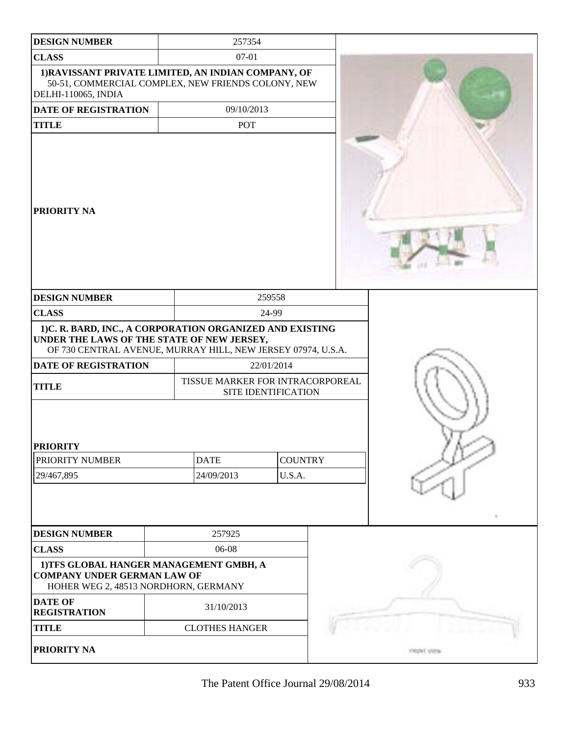| DESIGN NUMBER | 257354 |
| --- | --- |
| CLASS | 07-01 |
| 1)RAVISSANT PRIVATE LIMITED, AN INDIAN COMPANY, OF 50-51, COMMERCIAL COMPLEX, NEW FRIENDS COLONY, NEW DELHI-110065, INDIA | |
| DATE OF REGISTRATION | 09/10/2013 |
| TITLE | POT |
| PRIORITY NA | |

| DESIGN NUMBER | 259558 |
| --- | --- |
| CLASS | 24-99 |
| 1)C. R. BARD, INC., A CORPORATION ORGANIZED AND EXISTING UNDER THE LAWS OF THE STATE OF NEW JERSEY, OF 730 CENTRAL AVENUE, MURRAY HILL, NEW JERSEY 07974, U.S.A. | |
| DATE OF REGISTRATION | 22/01/2014 |
| TITLE | TISSUE MARKER FOR INTRACORPOREAL SITE IDENTIFICATION |

**PRIORITY**

| PRIORITY NUMBER | DATE | COUNTRY |
| --- | --- | --- |
| 29/467,895 | 24/09/2013 | U.S.A. |

| DESIGN NUMBER | 257925 |
| --- | --- |
| CLASS | 06-08 |
| 1)TFS GLOBAL HANGER MANAGEMENT GMBH, A COMPANY UNDER GERMAN LAW OF HOHER WEG 2, 48513 NORDHORN, GERMANY | |
| DATE OF REGISTRATION | 31/10/2013 |
| TITLE | CLOTHES HANGER |
| PRIORITY NA | |

FRONT VIEW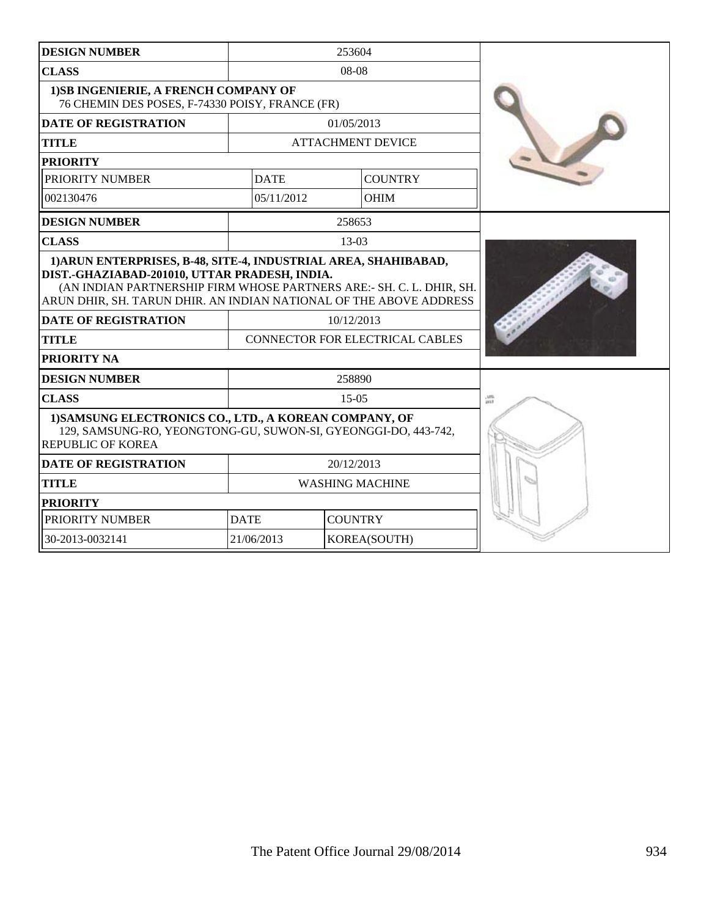| DESIGN NUMBER | 253604 | |
|---|---|---|
| CLASS | 08-08 | |
| 1)SB INGENIERIE, A FRENCH COMPANY OF 76 CHEMIN DES POSES, F-74330 POISY, FRANCE (FR) | | |
| DATE OF REGISTRATION | 01/05/2013 | |
| TITLE | ATTACHMENT DEVICE | |
| PRIORITY | | |
| PRIORITY NUMBER | DATE | COUNTRY |
| 002130476 | 05/11/2012 | OHIM |

| DESIGN NUMBER | 258653 |
|---|---|
| CLASS | 13-03 |
| 1)ARUN ENTERPRISES, B-48, SITE-4, INDUSTRIAL AREA, SHAHIBABAD, DIST.-GHAZIABAD-201010, UTTAR PRADESH, INDIA. (AN INDIAN PARTNERSHIP FIRM WHOSE PARTNERS ARE:- SH. C. L. DHIR, SH. ARUN DHIR, SH. TARUN DHIR. AN INDIAN NATIONAL OF THE ABOVE ADDRESS | |
| DATE OF REGISTRATION | 10/12/2013 |
| TITLE | CONNECTOR FOR ELECTRICAL CABLES |
| PRIORITY NA | |

| DESIGN NUMBER | 258890 | |
|---|---|---|
| CLASS | 15-05 | |
| 1)SAMSUNG ELECTRONICS CO., LTD., A KOREAN COMPANY, OF 129, SAMSUNG-RO, YEONGTONG-GU, SUWON-SI, GYEONGGI-DO, 443-742, REPUBLIC OF KOREA | | |
| DATE OF REGISTRATION | 20/12/2013 | |
| TITLE | WASHING MACHINE | |
| PRIORITY | | |
| PRIORITY NUMBER | DATE | COUNTRY |
| 30-2013-0032141 | 21/06/2013 | KOREA(SOUTH) |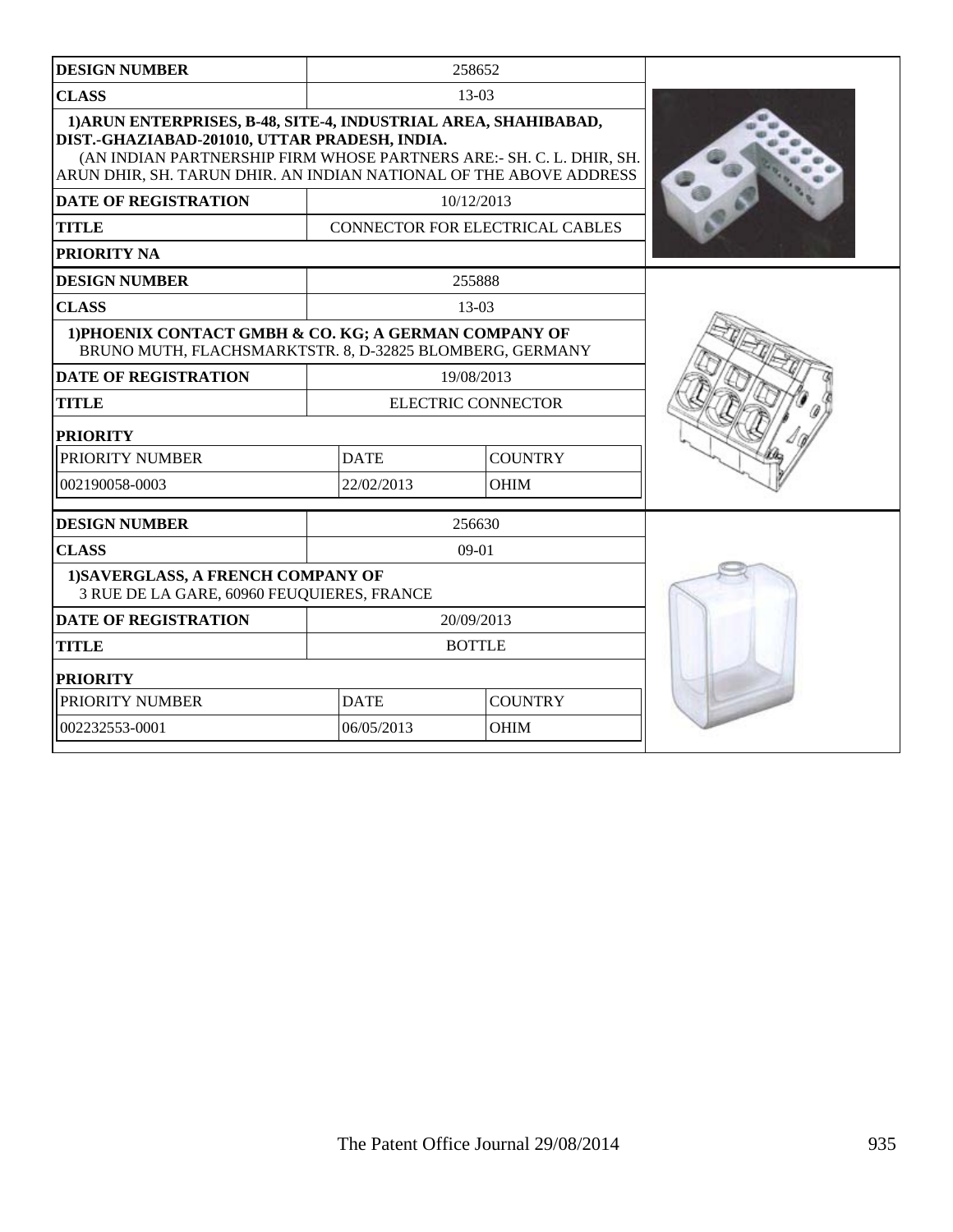| DESIGN NUMBER | 258652 | |
|---|---|---|
| CLASS | 13-03 | |
| 1)ARUN ENTERPRISES, B-48, SITE-4, INDUSTRIAL AREA, SHAHIBABAD, DIST.-GHAZIABAD-201010, UTTAR PRADESH, INDIA. (AN INDIAN PARTNERSHIP FIRM WHOSE PARTNERS ARE:- SH. C. L. DHIR, SH. ARUN DHIR, SH. TARUN DHIR. AN INDIAN NATIONAL OF THE ABOVE ADDRESS | | |
| DATE OF REGISTRATION | 10/12/2013 | |
| TITLE | CONNECTOR FOR ELECTRICAL CABLES | |
| PRIORITY NA | | |

| DESIGN NUMBER | 255888 | |
|---|---|---|
| CLASS | 13-03 | |
| 1)PHOENIX CONTACT GMBH & CO. KG; A GERMAN COMPANY OF BRUNO MUTH, FLACHSMARKTSTR. 8, D-32825 BLOMBERG, GERMANY | | |
| DATE OF REGISTRATION | 19/08/2013 | |
| TITLE | ELECTRIC CONNECTOR | |
| PRIORITY | | |
| PRIORITY NUMBER | DATE | COUNTRY |
| 002190058-0003 | 22/02/2013 | OHIM |

| DESIGN NUMBER | 256630 | |
|---|---|---|
| CLASS | 09-01 | |
| 1)SAVERGLASS, A FRENCH COMPANY OF 3 RUE DE LA GARE, 60960 FEUQUIERES, FRANCE | | |
| DATE OF REGISTRATION | 20/09/2013 | |
| TITLE | BOTTLE | |
| PRIORITY | | |
| PRIORITY NUMBER | DATE | COUNTRY |
| 002232553-0001 | 06/05/2013 | OHIM |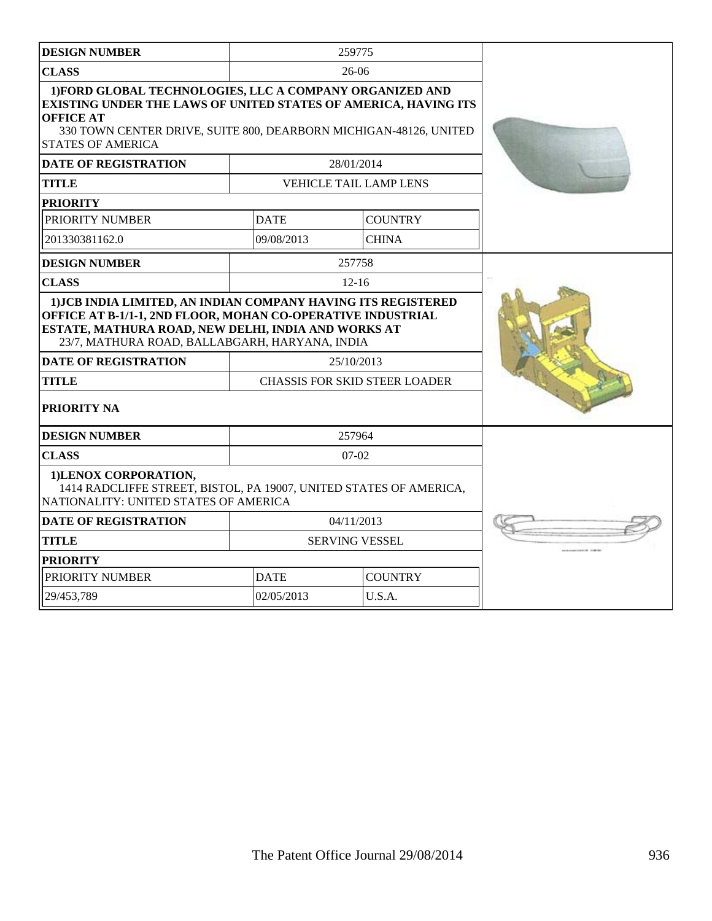| DESIGN NUMBER | 259775 | |
|---|---|---|
| CLASS | 26-06 | |
| **1)FORD GLOBAL TECHNOLOGIES, LLC A COMPANY ORGANIZED AND EXISTING UNDER THE LAWS OF UNITED STATES OF AMERICA, HAVING ITS OFFICE AT** 330 TOWN CENTER DRIVE, SUITE 800, DEARBORN MICHIGAN-48126, UNITED STATES OF AMERICA | | |
| DATE OF REGISTRATION | 28/01/2014 | |
| TITLE | VEHICLE TAIL LAMP LENS | |
| PRIORITY | | |
| PRIORITY NUMBER | DATE | COUNTRY |
| 201330381162.0 | 09/08/2013 | CHINA |

| DESIGN NUMBER | 257758 |
|---|---|
| CLASS | 12-16 |
| **1)JCB INDIA LIMITED, AN INDIAN COMPANY HAVING ITS REGISTERED OFFICE AT B-1/1-1, 2ND FLOOR, MOHAN CO-OPERATIVE INDUSTRIAL ESTATE, MATHURA ROAD, NEW DELHI, INDIA AND WORKS AT** 23/7, MATHURA ROAD, BALLABGARH, HARYANA, INDIA | |
| DATE OF REGISTRATION | 25/10/2013 |
| TITLE | CHASSIS FOR SKID STEER LOADER |
| PRIORITY NA | |

| DESIGN NUMBER | 257964 | |
|---|---|---|
| CLASS | 07-02 | |
| **1)LENOX CORPORATION,** 1414 RADCLIFFE STREET, BISTOL, PA 19007, UNITED STATES OF AMERICA, NATIONALITY: UNITED STATES OF AMERICA | | |
| DATE OF REGISTRATION | 04/11/2013 | |
| TITLE | SERVING VESSEL | |
| PRIORITY | | |
| PRIORITY NUMBER | DATE | COUNTRY |
| 29/453,789 | 02/05/2013 | U.S.A. |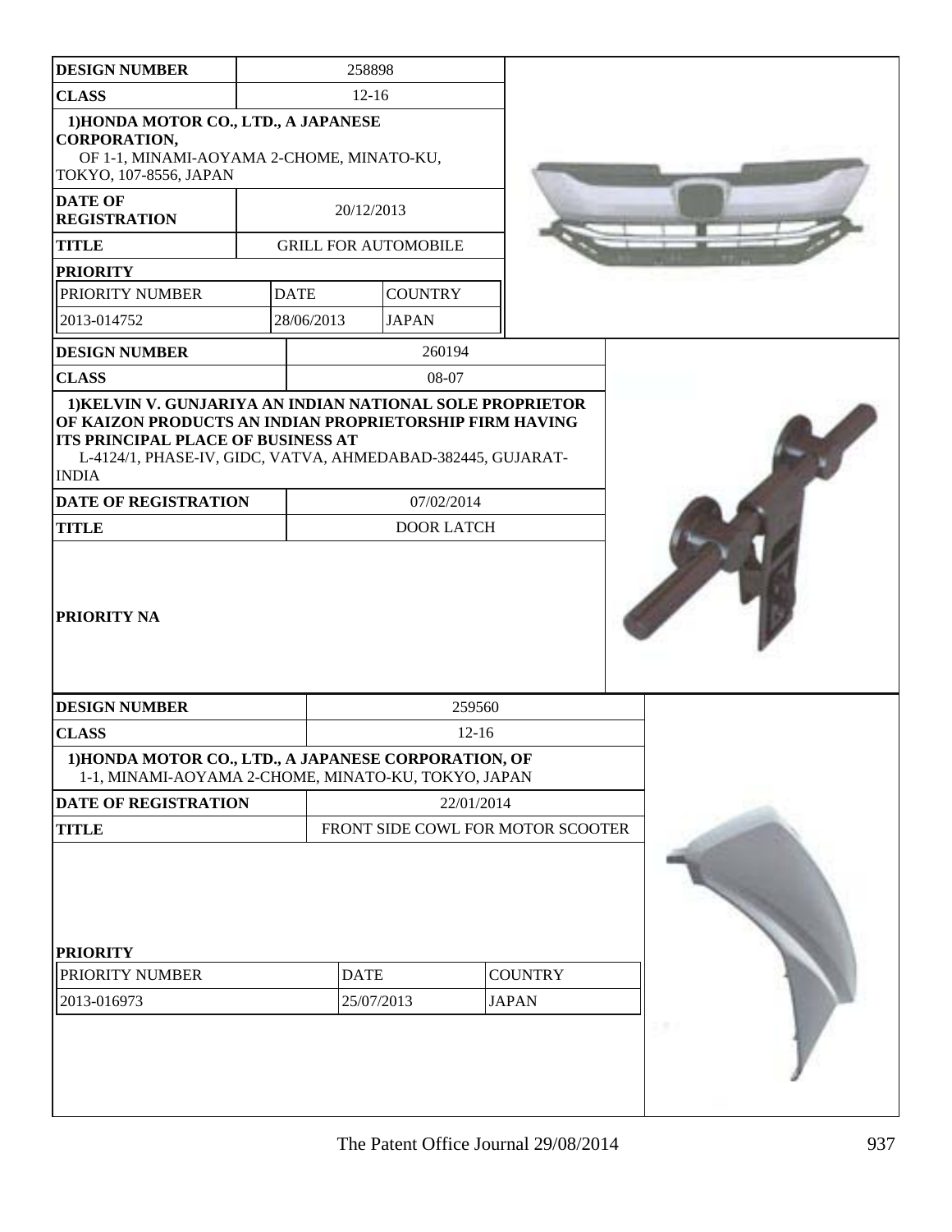| DESIGN NUMBER | 258898 |
|---|---|
| CLASS | 12-16 |
| 1)HONDA MOTOR CO., LTD., A JAPANESE CORPORATION, OF 1-1, MINAMI-AOYAMA 2-CHOME, MINATO-KU, TOKYO, 107-8556, JAPAN | |
| DATE OF REGISTRATION | 20/12/2013 |
| TITLE | GRILL FOR AUTOMOBILE |
| PRIORITY | |

| PRIORITY NUMBER | DATE | COUNTRY |
|---|---|---|
| 2013-014752 | 28/06/2013 | JAPAN |

| DESIGN NUMBER | 260194 |
|---|---|
| CLASS | 08-07 |
| 1)KELVIN V. GUNJARIYA AN INDIAN NATIONAL SOLE PROPRIETOR OF KAIZON PRODUCTS AN INDIAN PROPRIETORSHIP FIRM HAVING ITS PRINCIPAL PLACE OF BUSINESS AT L-4124/1, PHASE-IV, GIDC, VATVA, AHMEDABAD-382445, GUJARAT-INDIA | |
| DATE OF REGISTRATION | 07/02/2014 |
| TITLE | DOOR LATCH |
| PRIORITY NA | |

| DESIGN NUMBER | 259560 |
|---|---|
| CLASS | 12-16 |
| 1)HONDA MOTOR CO., LTD., A JAPANESE CORPORATION, OF 1-1, MINAMI-AOYAMA 2-CHOME, MINATO-KU, TOKYO, JAPAN | |
| DATE OF REGISTRATION | 22/01/2014 |
| TITLE | FRONT SIDE COWL FOR MOTOR SCOOTER |
| PRIORITY | |

| PRIORITY NUMBER | DATE | COUNTRY |
|---|---|---|
| 2013-016973 | 25/07/2013 | JAPAN |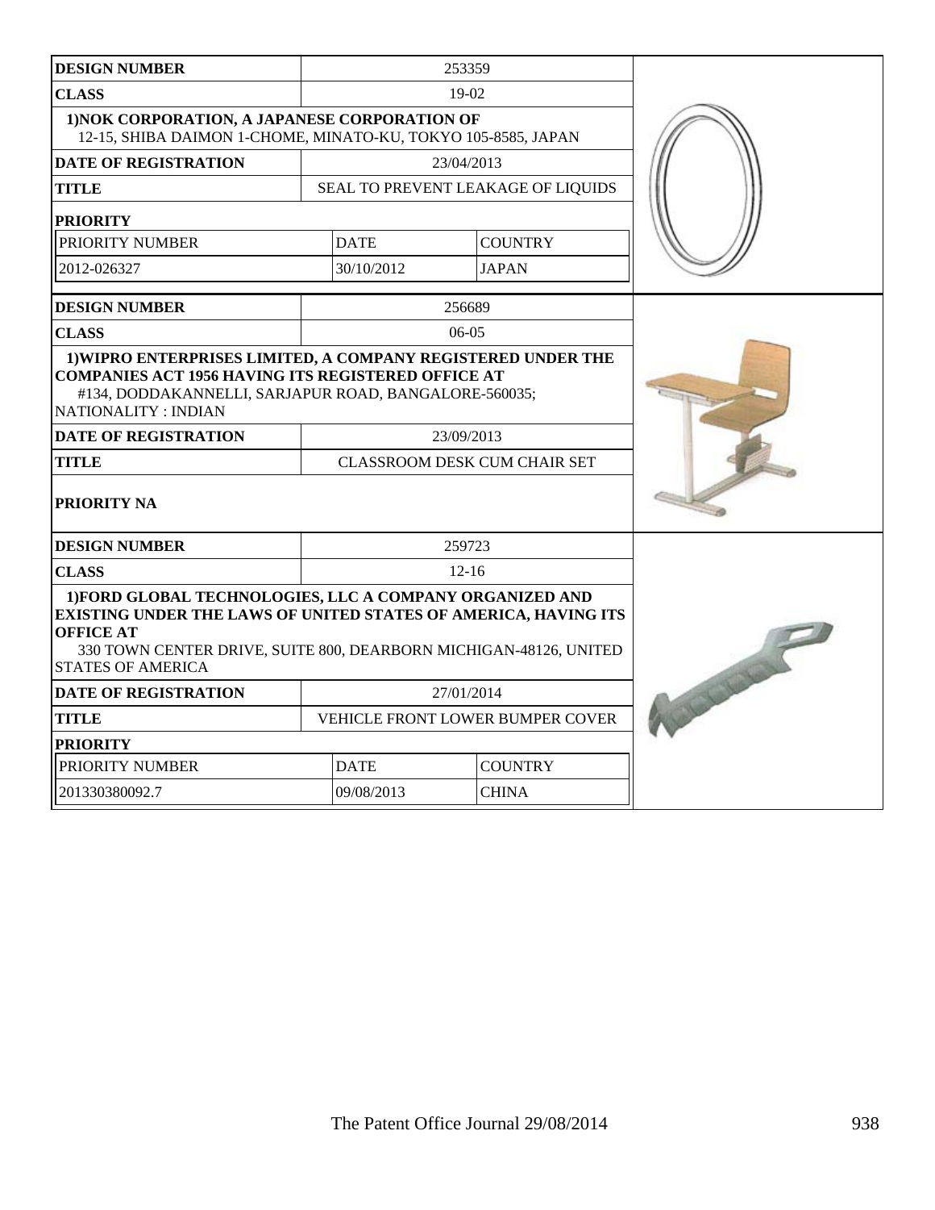| DESIGN NUMBER | 253359 | |
|---|---|---|
| CLASS | 19-02 | |
| **1)NOK CORPORATION, A JAPANESE CORPORATION OF** 12-15, SHIBA DAIMON 1-CHOME, MINATO-KU, TOKYO 105-8585, JAPAN | | |
| DATE OF REGISTRATION | 23/04/2013 | |
| TITLE | SEAL TO PREVENT LEAKAGE OF LIQUIDS | |
| PRIORITY | | |
| PRIORITY NUMBER | DATE | COUNTRY |
| 2012-026327 | 30/10/2012 | JAPAN |

| DESIGN NUMBER | 256689 |
|---|---|
| CLASS | 06-05 |
| **1)WIPRO ENTERPRISES LIMITED, A COMPANY REGISTERED UNDER THE COMPANIES ACT 1956 HAVING ITS REGISTERED OFFICE AT** #134, DODDAKANNELLI, SARJAPUR ROAD, BANGALORE-560035; NATIONALITY : INDIAN | |
| DATE OF REGISTRATION | 23/09/2013 |
| TITLE | CLASSROOM DESK CUM CHAIR SET |
| PRIORITY NA | |

| DESIGN NUMBER | 259723 | |
|---|---|---|
| CLASS | 12-16 | |
| **1)FORD GLOBAL TECHNOLOGIES, LLC A COMPANY ORGANIZED AND EXISTING UNDER THE LAWS OF UNITED STATES OF AMERICA, HAVING ITS OFFICE AT** 330 TOWN CENTER DRIVE, SUITE 800, DEARBORN MICHIGAN-48126, UNITED STATES OF AMERICA | | |
| DATE OF REGISTRATION | 27/01/2014 | |
| TITLE | VEHICLE FRONT LOWER BUMPER COVER | |
| PRIORITY | | |
| PRIORITY NUMBER | DATE | COUNTRY |
| 201330380092.7 | 09/08/2013 | CHINA |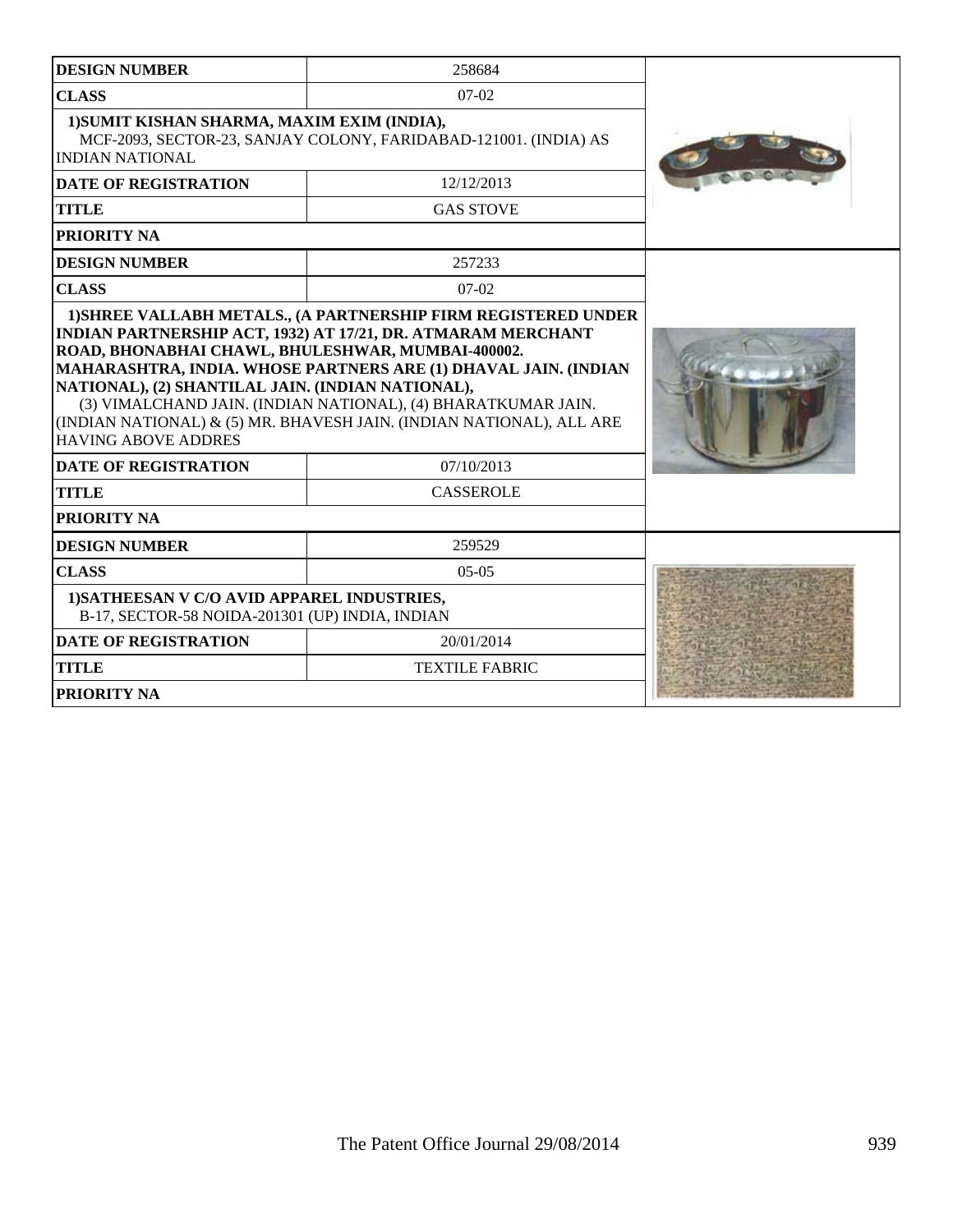| DESIGN NUMBER | 258684 |
|---|---|
| CLASS | 07-02 |
| 1)SUMIT KISHAN SHARMA, MAXIM EXIM (INDIA), MCF-2093, SECTOR-23, SANJAY COLONY, FARIDABAD-121001. (INDIA) AS INDIAN NATIONAL | |
| DATE OF REGISTRATION | 12/12/2013 |
| TITLE | GAS STOVE |
| PRIORITY NA | |

| DESIGN NUMBER | 257233 |
|---|---|
| CLASS | 07-02 |
| 1)SHREE VALLABH METALS., (A PARTNERSHIP FIRM REGISTERED UNDER INDIAN PARTNERSHIP ACT, 1932) AT 17/21, DR. ATMARAM MERCHANT ROAD, BHONABHAI CHAWL, BHULESHWAR, MUMBAI-400002. MAHARASHTRA, INDIA. WHOSE PARTNERS ARE (1) DHAVAL JAIN. (INDIAN NATIONAL), (2) SHANTILAL JAIN. (INDIAN NATIONAL), (3) VIMALCHAND JAIN. (INDIAN NATIONAL), (4) BHARATKUMAR JAIN. (INDIAN NATIONAL) & (5) MR. BHAVESH JAIN. (INDIAN NATIONAL), ALL ARE HAVING ABOVE ADDRES | |
| DATE OF REGISTRATION | 07/10/2013 |
| TITLE | CASSEROLE |
| PRIORITY NA | |

| DESIGN NUMBER | 259529 |
|---|---|
| CLASS | 05-05 |
| 1)SATHEESAN V C/O AVID APPAREL INDUSTRIES, B-17, SECTOR-58 NOIDA-201301 (UP) INDIA, INDIAN | |
| DATE OF REGISTRATION | 20/01/2014 |
| TITLE | TEXTILE FABRIC |
| PRIORITY NA | |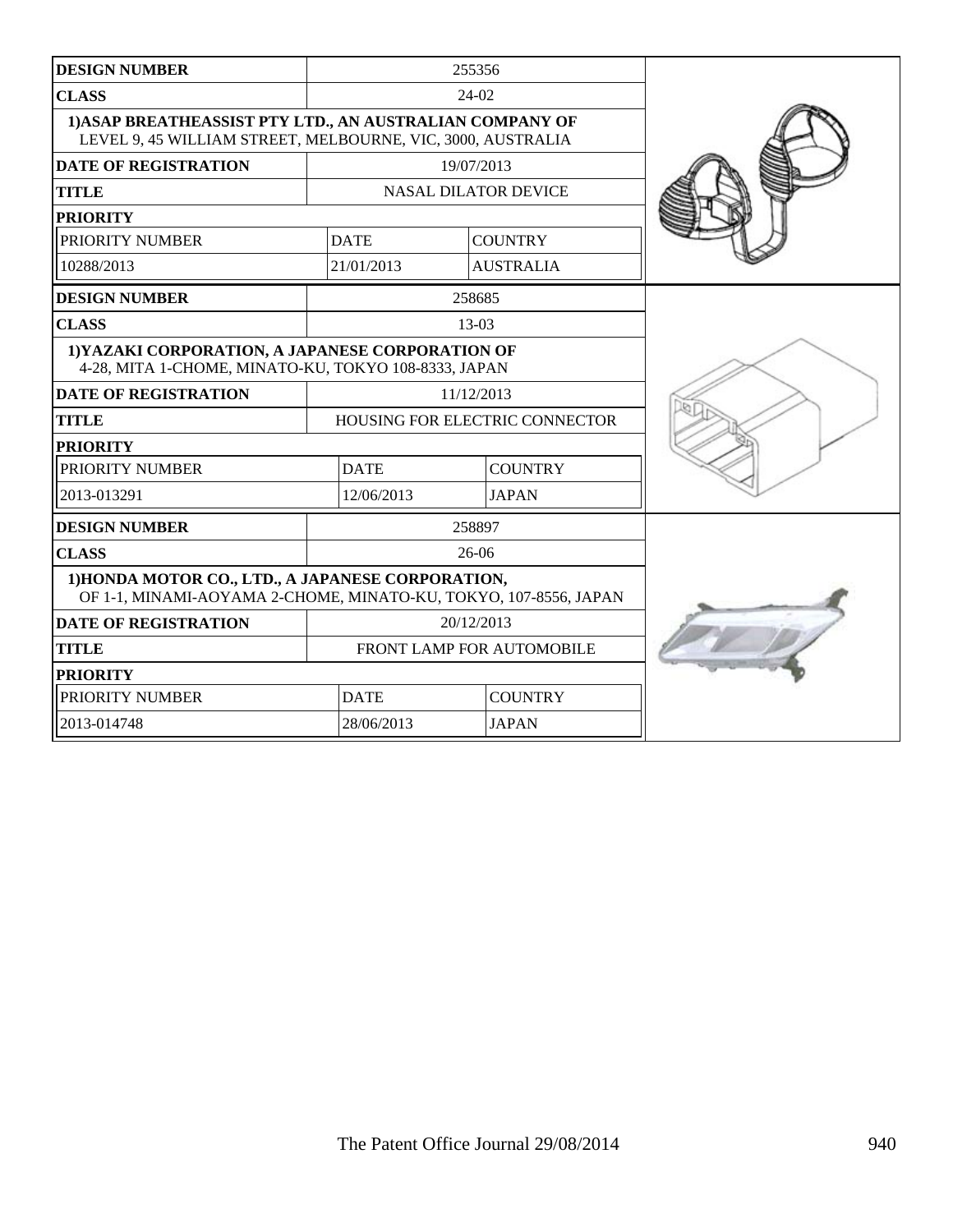| DESIGN NUMBER | 255356 | |
|---|---|---|
| CLASS | 24-02 | |
| 1)ASAP BREATHEASSIST PTY LTD., AN AUSTRALIAN COMPANY OF LEVEL 9, 45 WILLIAM STREET, MELBOURNE, VIC, 3000, AUSTRALIA | | |
| DATE OF REGISTRATION | 19/07/2013 | |
| TITLE | NASAL DILATOR DEVICE | |
| PRIORITY | | |
| PRIORITY NUMBER | DATE | COUNTRY |
| 10288/2013 | 21/01/2013 | AUSTRALIA |

| DESIGN NUMBER | 258685 | |
|---|---|---|
| CLASS | 13-03 | |
| 1)YAZAKI CORPORATION, A JAPANESE CORPORATION OF 4-28, MITA 1-CHOME, MINATO-KU, TOKYO 108-8333, JAPAN | | |
| DATE OF REGISTRATION | 11/12/2013 | |
| TITLE | HOUSING FOR ELECTRIC CONNECTOR | |
| PRIORITY | | |
| PRIORITY NUMBER | DATE | COUNTRY |
| 2013-013291 | 12/06/2013 | JAPAN |

| DESIGN NUMBER | 258897 | |
|---|---|---|
| CLASS | 26-06 | |
| 1)HONDA MOTOR CO., LTD., A JAPANESE CORPORATION, OF 1-1, MINAMI-AOYAMA 2-CHOME, MINATO-KU, TOKYO, 107-8556, JAPAN | | |
| DATE OF REGISTRATION | 20/12/2013 | |
| TITLE | FRONT LAMP FOR AUTOMOBILE | |
| PRIORITY | | |
| PRIORITY NUMBER | DATE | COUNTRY |
| 2013-014748 | 28/06/2013 | JAPAN |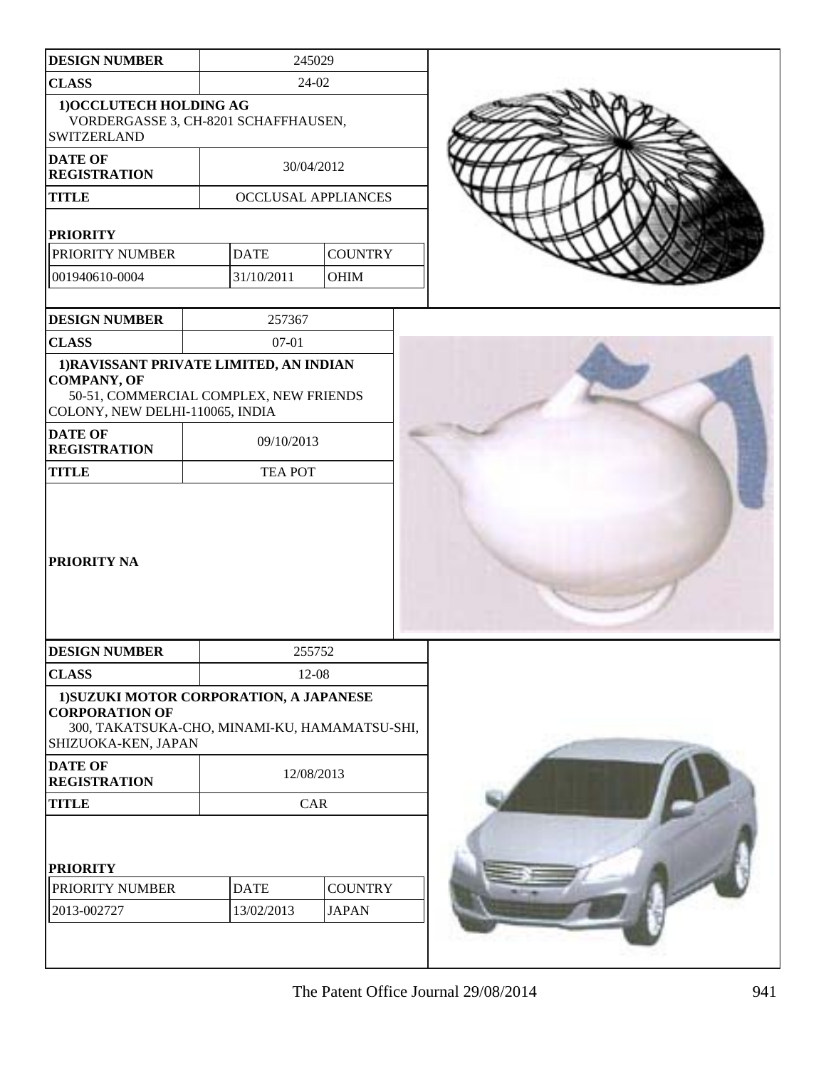| DESIGN NUMBER | 245029 | |
|---|---|---|
| CLASS | 24-02 | |
| 1)OCCLUTECH HOLDING AG<br>VORDERGASSE 3, CH-8201 SCHAFFHAUSEN, SWITZERLAND | | |
| DATE OF REGISTRATION | 30/04/2012 | |
| TITLE | OCCLUSAL APPLIANCES | |
| PRIORITY | | |
| PRIORITY NUMBER | DATE | COUNTRY |
| 001940610-0004 | 31/10/2011 | OHIM |

| DESIGN NUMBER | 257367 |
|---|---|
| CLASS | 07-01 |
| 1)RAVISSANT PRIVATE LIMITED, AN INDIAN COMPANY, OF<br>50-51, COMMERCIAL COMPLEX, NEW FRIENDS COLONY, NEW DELHI-110065, INDIA | |
| DATE OF REGISTRATION | 09/10/2013 |
| TITLE | TEA POT |
| PRIORITY NA | |

| DESIGN NUMBER | 255752 | |
|---|---|---|
| CLASS | 12-08 | |
| 1)SUZUKI MOTOR CORPORATION, A JAPANESE CORPORATION OF<br>300, TAKATSUKA-CHO, MINAMI-KU, HAMAMATSU-SHI, SHIZUOKA-KEN, JAPAN | | |
| DATE OF REGISTRATION | 12/08/2013 | |
| TITLE | CAR | |
| PRIORITY | | |
| PRIORITY NUMBER | DATE | COUNTRY |
| 2013-002727 | 13/02/2013 | JAPAN |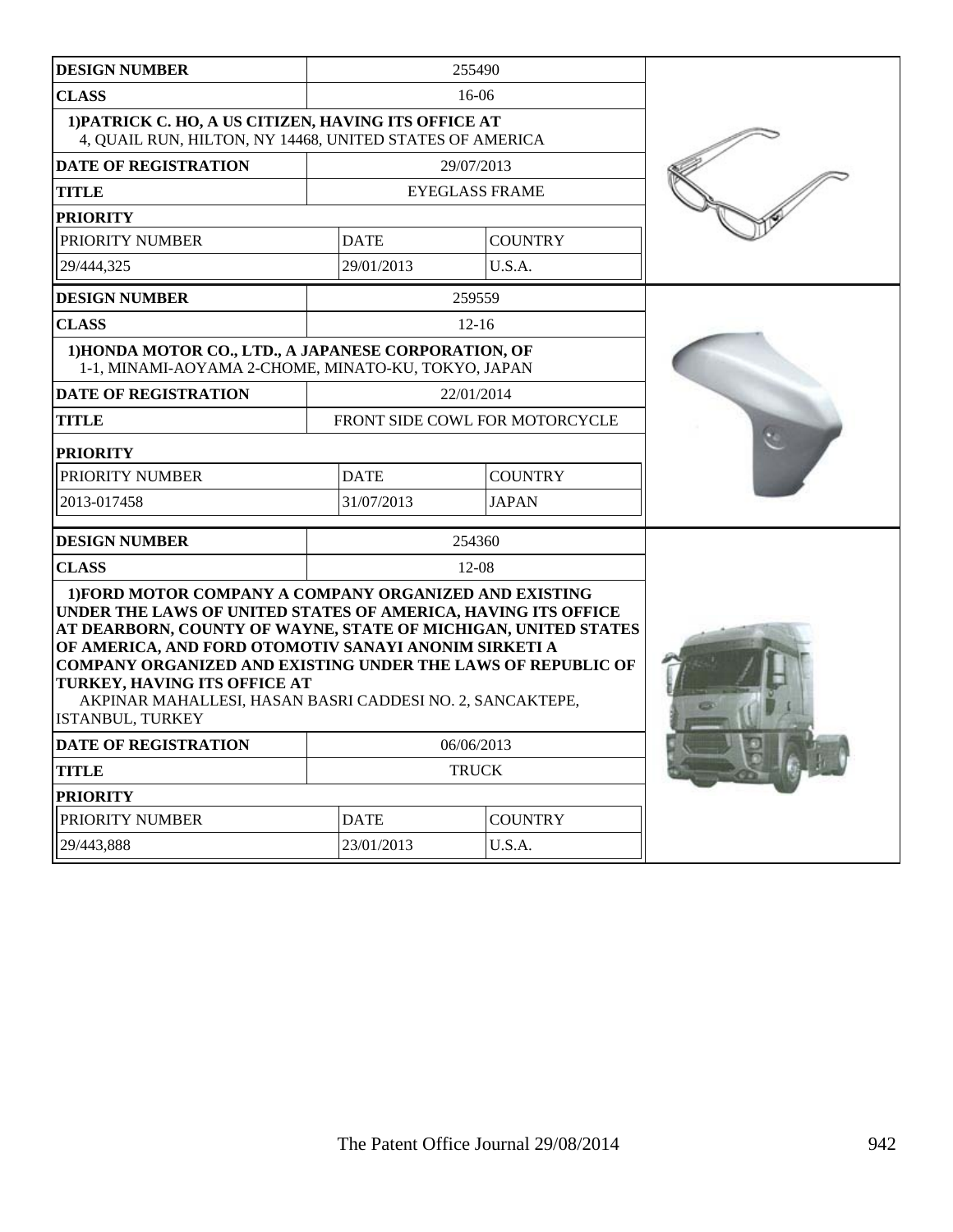| DESIGN NUMBER | 255490 | |
|---|---|---|
| CLASS | 16-06 | |
| 1)PATRICK C. HO, A US CITIZEN, HAVING ITS OFFICE AT 4, QUAIL RUN, HILTON, NY 14468, UNITED STATES OF AMERICA | | |
| DATE OF REGISTRATION | 29/07/2013 | |
| TITLE | EYEGLASS FRAME | |
| PRIORITY | | |
| PRIORITY NUMBER | DATE | COUNTRY |
| 29/444,325 | 29/01/2013 | U.S.A. |

| DESIGN NUMBER | 259559 | |
|---|---|---|
| CLASS | 12-16 | |
| 1)HONDA MOTOR CO., LTD., A JAPANESE CORPORATION, OF 1-1, MINAMI-AOYAMA 2-CHOME, MINATO-KU, TOKYO, JAPAN | | |
| DATE OF REGISTRATION | 22/01/2014 | |
| TITLE | FRONT SIDE COWL FOR MOTORCYCLE | |
| PRIORITY | | |
| PRIORITY NUMBER | DATE | COUNTRY |
| 2013-017458 | 31/07/2013 | JAPAN |

| DESIGN NUMBER | 254360 | |
|---|---|---|
| CLASS | 12-08 | |
| 1)FORD MOTOR COMPANY A COMPANY ORGANIZED AND EXISTING UNDER THE LAWS OF UNITED STATES OF AMERICA, HAVING ITS OFFICE AT DEARBORN, COUNTY OF WAYNE, STATE OF MICHIGAN, UNITED STATES OF AMERICA, AND FORD OTOMOTIV SANAYI ANONIM SIRKETI A COMPANY ORGANIZED AND EXISTING UNDER THE LAWS OF REPUBLIC OF TURKEY, HAVING ITS OFFICE AT AKPINAR MAHALLESI, HASAN BASRI CADDESI NO. 2, SANCAKTEPE, ISTANBUL, TURKEY | | |
| DATE OF REGISTRATION | 06/06/2013 | |
| TITLE | TRUCK | |
| PRIORITY | | |
| PRIORITY NUMBER | DATE | COUNTRY |
| 29/443,888 | 23/01/2013 | U.S.A. |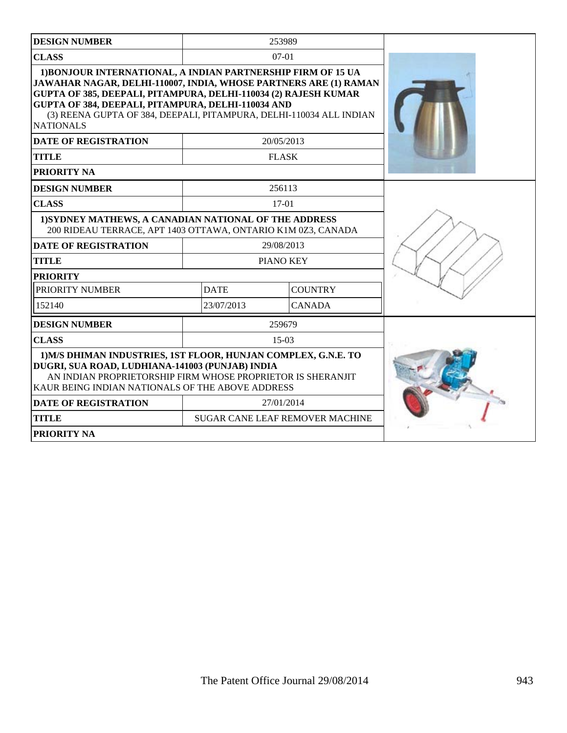| DESIGN NUMBER | 253989 |
|---|---|
| CLASS | 07-01 |
| **1)BONJOUR INTERNATIONAL, A INDIAN PARTNERSHIP FIRM OF 15 UA JAWAHAR NAGAR, DELHI-110007, INDIA, WHOSE PARTNERS ARE (1) RAMAN GUPTA OF 385, DEEPALI, PITAMPURA, DELHI-110034 (2) RAJESH KUMAR GUPTA OF 384, DEEPALI, PITAMPURA, DELHI-110034 AND** (3) REENA GUPTA OF 384, DEEPALI, PITAMPURA, DELHI-110034 ALL INDIAN NATIONALS | |
| DATE OF REGISTRATION | 20/05/2013 |
| TITLE | FLASK |
| PRIORITY NA | |

| DESIGN NUMBER | 256113 | |
|---|---|---|
| CLASS | 17-01 | |
| **1)SYDNEY MATHEWS, A CANADIAN NATIONAL OF THE ADDRESS** 200 RIDEAU TERRACE, APT 1403 OTTAWA, ONTARIO K1M 0Z3, CANADA | | |
| DATE OF REGISTRATION | 29/08/2013 | |
| TITLE | PIANO KEY | |
| PRIORITY | | |
| PRIORITY NUMBER | DATE | COUNTRY |
| 152140 | 23/07/2013 | CANADA |

| DESIGN NUMBER | 259679 |
|---|---|
| CLASS | 15-03 |
| **1)M/S DHIMAN INDUSTRIES, 1ST FLOOR, HUNJAN COMPLEX, G.N.E. TO DUGRI, SUA ROAD, LUDHIANA-141003 (PUNJAB) INDIA** AN INDIAN PROPRIETORSHIP FIRM WHOSE PROPRIETOR IS SHERANJIT KAUR BEING INDIAN NATIONALS OF THE ABOVE ADDRESS | |
| DATE OF REGISTRATION | 27/01/2014 |
| TITLE | SUGAR CANE LEAF REMOVER MACHINE |
| PRIORITY NA | |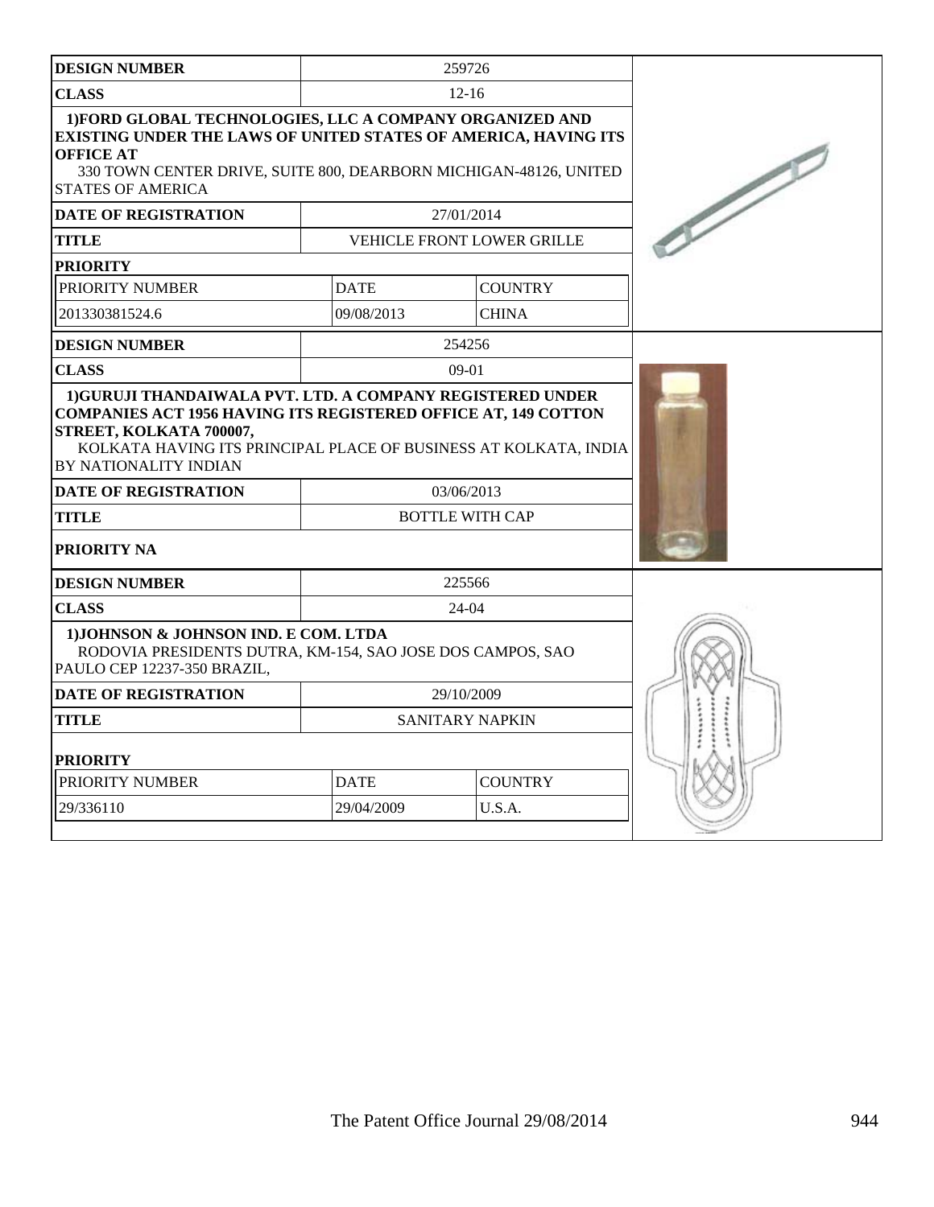| DESIGN NUMBER | 259726 | |
|---|---|---|
| CLASS | 12-16 | |
| **1)FORD GLOBAL TECHNOLOGIES, LLC A COMPANY ORGANIZED AND EXISTING UNDER THE LAWS OF UNITED STATES OF AMERICA, HAVING ITS OFFICE AT** 330 TOWN CENTER DRIVE, SUITE 800, DEARBORN MICHIGAN-48126, UNITED STATES OF AMERICA | | |
| DATE OF REGISTRATION | 27/01/2014 | |
| TITLE | VEHICLE FRONT LOWER GRILLE | |
| PRIORITY | | |
| PRIORITY NUMBER | DATE | COUNTRY |
| 201330381524.6 | 09/08/2013 | CHINA |

| DESIGN NUMBER | 254256 |
|---|---|
| CLASS | 09-01 |
| **1)GURUJI THANDAIWALA PVT. LTD. A COMPANY REGISTERED UNDER COMPANIES ACT 1956 HAVING ITS REGISTERED OFFICE AT, 149 COTTON STREET, KOLKATA 700007,** KOLKATA HAVING ITS PRINCIPAL PLACE OF BUSINESS AT KOLKATA, INDIA BY NATIONALITY INDIAN | |
| DATE OF REGISTRATION | 03/06/2013 |
| TITLE | BOTTLE WITH CAP |
| PRIORITY NA | |

| DESIGN NUMBER | 225566 | |
|---|---|---|
| CLASS | 24-04 | |
| **1)JOHNSON & JOHNSON IND. E COM. LTDA** RODOVIA PRESIDENTS DUTRA, KM-154, SAO JOSE DOS CAMPOS, SAO PAULO CEP 12237-350 BRAZIL, | | |
| DATE OF REGISTRATION | 29/10/2009 | |
| TITLE | SANITARY NAPKIN | |
| PRIORITY | | |
| PRIORITY NUMBER | DATE | COUNTRY |
| 29/336110 | 29/04/2009 | U.S.A. |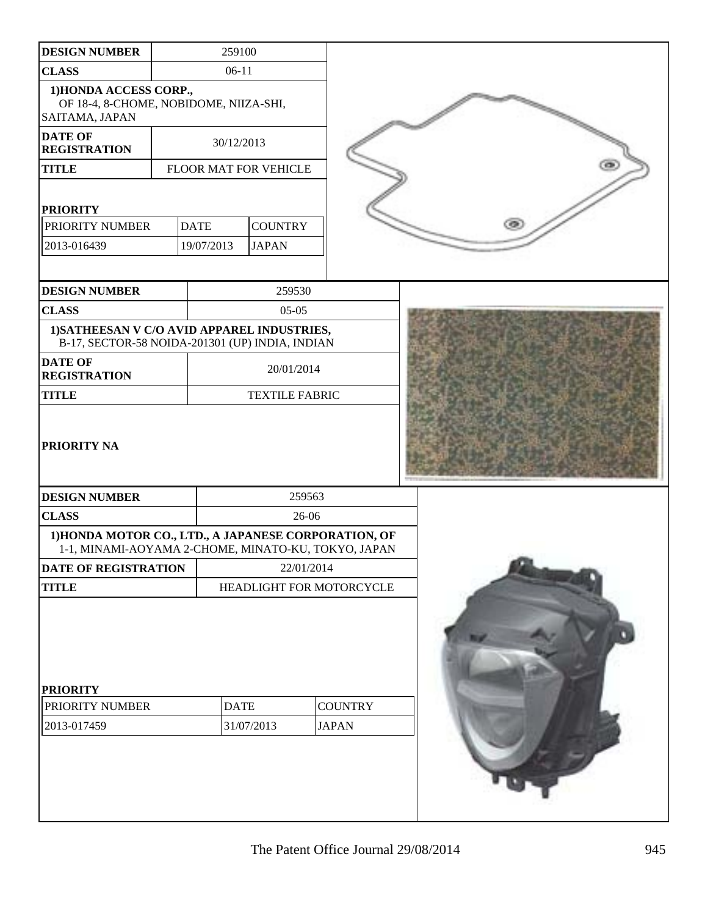| DESIGN NUMBER | 259100 |
|---|---|
| CLASS | 06-11 |
| 1)HONDA ACCESS CORP., OF 18-4, 8-CHOME, NOBIDOME, NIIZA-SHI, SAITAMA, JAPAN | |
| DATE OF REGISTRATION | 30/12/2013 |
| TITLE | FLOOR MAT FOR VEHICLE |

**PRIORITY**

| PRIORITY NUMBER | DATE | COUNTRY |
|---|---|---|
| 2013-016439 | 19/07/2013 | JAPAN |

| DESIGN NUMBER | 259530 |
|---|---|
| CLASS | 05-05 |
| 1)SATHEESAN V C/O AVID APPAREL INDUSTRIES, B-17, SECTOR-58 NOIDA-201301 (UP) INDIA, INDIAN | |
| DATE OF REGISTRATION | 20/01/2014 |
| TITLE | TEXTILE FABRIC |

**PRIORITY NA**

| DESIGN NUMBER | 259563 |
|---|---|
| CLASS | 26-06 |
| 1)HONDA MOTOR CO., LTD., A JAPANESE CORPORATION, OF 1-1, MINAMI-AOYAMA 2-CHOME, MINATO-KU, TOKYO, JAPAN | |
| DATE OF REGISTRATION | 22/01/2014 |
| TITLE | HEADLIGHT FOR MOTORCYCLE |

**PRIORITY**

| PRIORITY NUMBER | DATE | COUNTRY |
|---|---|---|
| 2013-017459 | 31/07/2013 | JAPAN |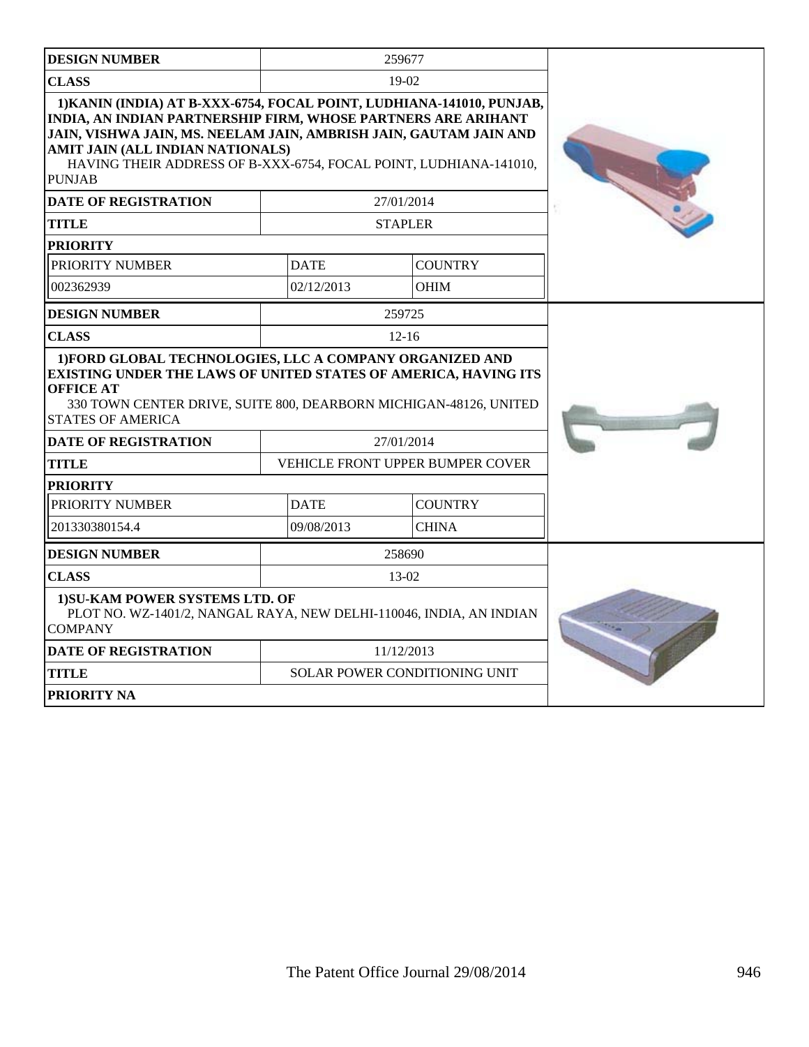| DESIGN NUMBER | 259677 | |
|---|---|---|
| CLASS | 19-02 | |
| **1)KANIN (INDIA) AT B-XXX-6754, FOCAL POINT, LUDHIANA-141010, PUNJAB, INDIA, AN INDIAN PARTNERSHIP FIRM, WHOSE PARTNERS ARE ARIHANT JAIN, VISHWA JAIN, MS. NEELAM JAIN, AMBRISH JAIN, GAUTAM JAIN AND AMIT JAIN (ALL INDIAN NATIONALS)** HAVING THEIR ADDRESS OF B-XXX-6754, FOCAL POINT, LUDHIANA-141010, PUNJAB | | |
| DATE OF REGISTRATION | 27/01/2014 | |
| TITLE | STAPLER | |
| PRIORITY | | |
| PRIORITY NUMBER | DATE | COUNTRY |
| 002362939 | 02/12/2013 | OHIM |

| DESIGN NUMBER | 259725 | |
|---|---|---|
| CLASS | 12-16 | |
| **1)FORD GLOBAL TECHNOLOGIES, LLC A COMPANY ORGANIZED AND EXISTING UNDER THE LAWS OF UNITED STATES OF AMERICA, HAVING ITS OFFICE AT** 330 TOWN CENTER DRIVE, SUITE 800, DEARBORN MICHIGAN-48126, UNITED STATES OF AMERICA | | |
| DATE OF REGISTRATION | 27/01/2014 | |
| TITLE | VEHICLE FRONT UPPER BUMPER COVER | |
| PRIORITY | | |
| PRIORITY NUMBER | DATE | COUNTRY |
| 201330380154.4 | 09/08/2013 | CHINA |

| DESIGN NUMBER | 258690 |
|---|---|
| CLASS | 13-02 |
| **1)SU-KAM POWER SYSTEMS LTD. OF** PLOT NO. WZ-1401/2, NANGAL RAYA, NEW DELHI-110046, INDIA, AN INDIAN COMPANY | |
| DATE OF REGISTRATION | 11/12/2013 |
| TITLE | SOLAR POWER CONDITIONING UNIT |
| PRIORITY NA | |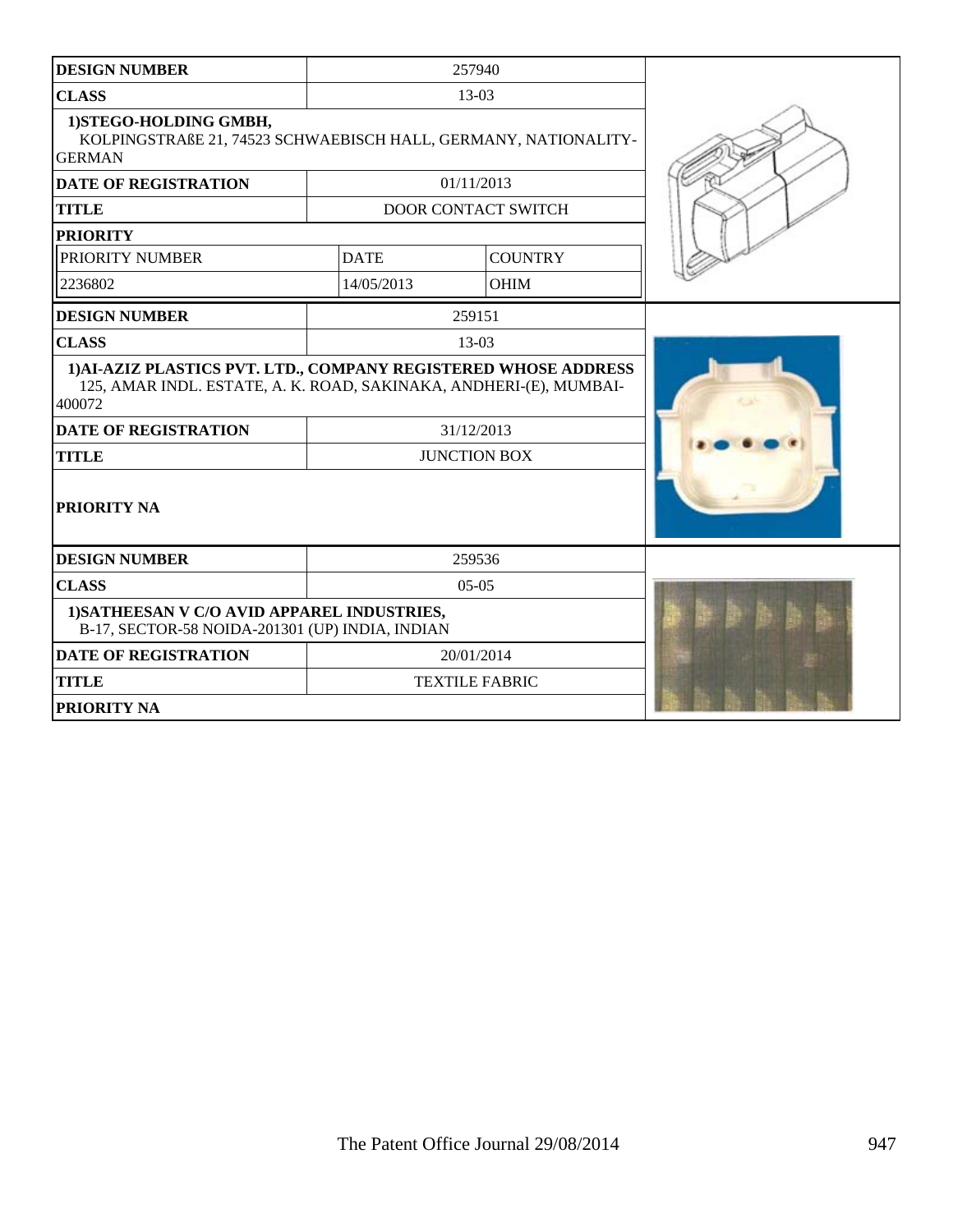| DESIGN NUMBER | 257940 | |
| --- | --- | --- |
| CLASS | 13-03 | |
| 1)STEGO-HOLDING GMBH, KOLPINGSTRAßE 21, 74523 SCHWAEBISCH HALL, GERMANY, NATIONALITY-GERMAN | | |
| DATE OF REGISTRATION | 01/11/2013 | |
| TITLE | DOOR CONTACT SWITCH | |
| PRIORITY | | |
| PRIORITY NUMBER | DATE | COUNTRY |
| 2236802 | 14/05/2013 | OHIM |

| DESIGN NUMBER | 259151 |
| --- | --- |
| CLASS | 13-03 |
| 1)AI-AZIZ PLASTICS PVT. LTD., COMPANY REGISTERED WHOSE ADDRESS 125, AMAR INDL. ESTATE, A. K. ROAD, SAKINAKA, ANDHERI-(E), MUMBAI-400072 | |
| DATE OF REGISTRATION | 31/12/2013 |
| TITLE | JUNCTION BOX |
| PRIORITY NA | |

| DESIGN NUMBER | 259536 |
| --- | --- |
| CLASS | 05-05 |
| 1)SATHEESAN V C/O AVID APPAREL INDUSTRIES, B-17, SECTOR-58 NOIDA-201301 (UP) INDIA, INDIAN | |
| DATE OF REGISTRATION | 20/01/2014 |
| TITLE | TEXTILE FABRIC |
| PRIORITY NA | |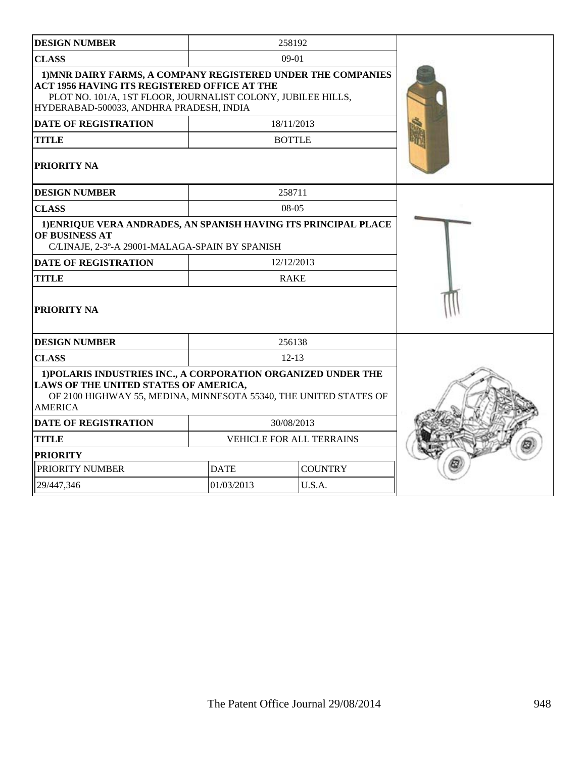| DESIGN NUMBER | 258192 |
|---|---|
| CLASS | 09-01 |
| 1)MNR DAIRY FARMS, A COMPANY REGISTERED UNDER THE COMPANIES ACT 1956 HAVING ITS REGISTERED OFFICE AT THE PLOT NO. 101/A, 1ST FLOOR, JOURNALIST COLONY, JUBILEE HILLS, HYDERABAD-500033, ANDHRA PRADESH, INDIA | |
| DATE OF REGISTRATION | 18/11/2013 |
| TITLE | BOTTLE |
| PRIORITY NA | |

| DESIGN NUMBER | 258711 |
|---|---|
| CLASS | 08-05 |
| 1)ENRIQUE VERA ANDRADES, AN SPANISH HAVING ITS PRINCIPAL PLACE OF BUSINESS AT C/LINAJE, 2-3º-A 29001-MALAGA-SPAIN BY SPANISH | |
| DATE OF REGISTRATION | 12/12/2013 |
| TITLE | RAKE |
| PRIORITY NA | |

| DESIGN NUMBER | 256138 | |
|---|---|---|
| CLASS | 12-13 | |
| 1)POLARIS INDUSTRIES INC., A CORPORATION ORGANIZED UNDER THE LAWS OF THE UNITED STATES OF AMERICA, OF 2100 HIGHWAY 55, MEDINA, MINNESOTA 55340, THE UNITED STATES OF AMERICA | | |
| DATE OF REGISTRATION | 30/08/2013 | |
| TITLE | VEHICLE FOR ALL TERRAINS | |
| PRIORITY | | |
| PRIORITY NUMBER | DATE | COUNTRY |
| 29/447,346 | 01/03/2013 | U.S.A. |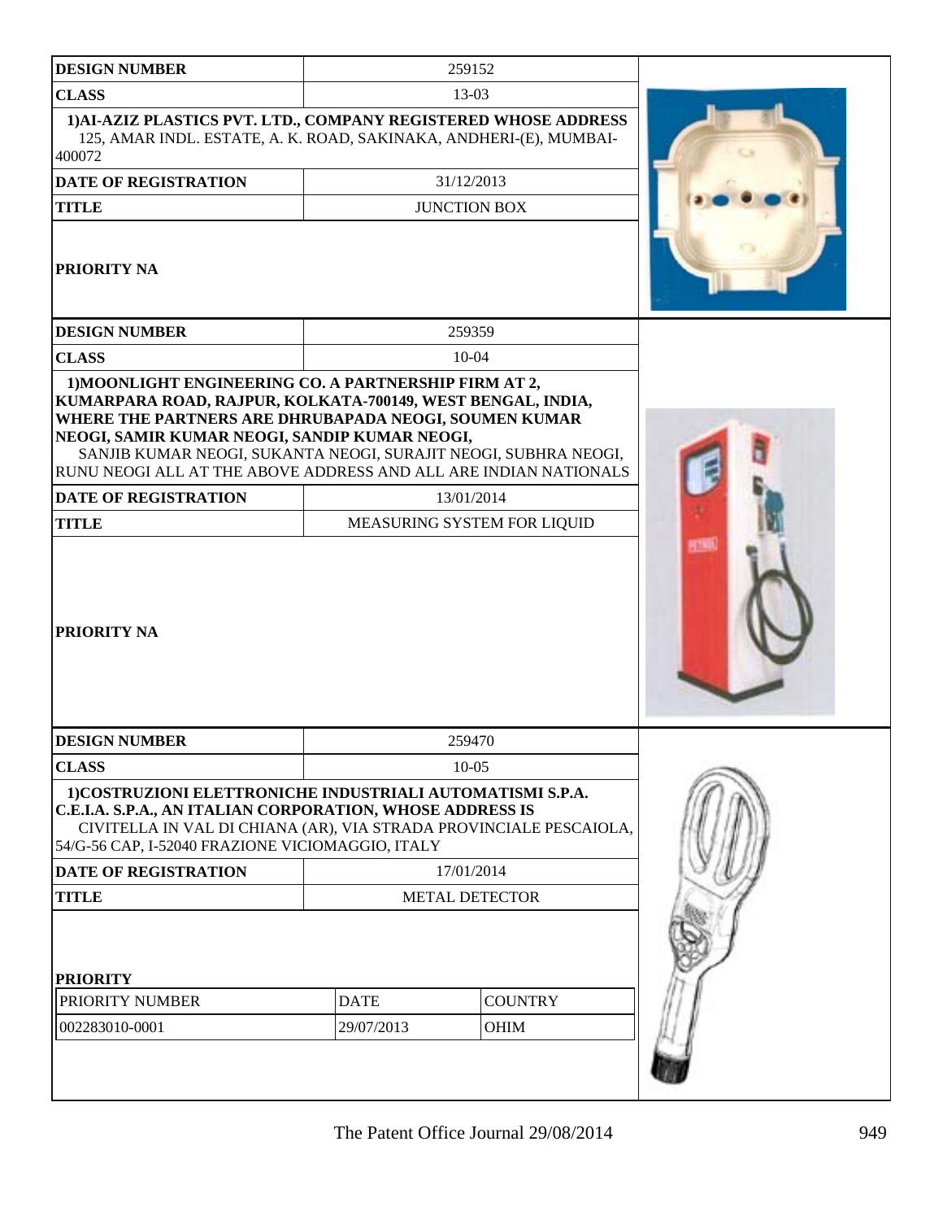| DESIGN NUMBER | 259152 |
|---|---|
| CLASS | 13-03 |
| 1)AI-AZIZ PLASTICS PVT. LTD., COMPANY REGISTERED WHOSE ADDRESS 125, AMAR INDL. ESTATE, A. K. ROAD, SAKINAKA, ANDHERI-(E), MUMBAI-400072 | |
| DATE OF REGISTRATION | 31/12/2013 |
| TITLE | JUNCTION BOX |
| PRIORITY NA | |

| DESIGN NUMBER | 259359 |
|---|---|
| CLASS | 10-04 |
| 1)MOONLIGHT ENGINEERING CO. A PARTNERSHIP FIRM AT 2, KUMARPARA ROAD, RAJPUR, KOLKATA-700149, WEST BENGAL, INDIA, WHERE THE PARTNERS ARE DHRUBAPADA NEOGI, SOUMEN KUMAR NEOGI, SAMIR KUMAR NEOGI, SANDIP KUMAR NEOGI, SANJIB KUMAR NEOGI, SUKANTA NEOGI, SURAJIT NEOGI, SUBHRA NEOGI, RUNU NEOGI ALL AT THE ABOVE ADDRESS AND ALL ARE INDIAN NATIONALS | |
| DATE OF REGISTRATION | 13/01/2014 |
| TITLE | MEASURING SYSTEM FOR LIQUID |
| PRIORITY NA | |

| DESIGN NUMBER | 259470 |
|---|---|
| CLASS | 10-05 |
| 1)COSTRUZIONI ELETTRONICHE INDUSTRIALI AUTOMATISMI S.P.A. C.E.I.A. S.P.A., AN ITALIAN CORPORATION, WHOSE ADDRESS IS CIVITELLA IN VAL DI CHIANA (AR), VIA STRADA PROVINCIALE PESCAIOLA, 54/G-56 CAP, I-52040 FRAZIONE VICIOMAGGIO, ITALY | |
| DATE OF REGISTRATION | 17/01/2014 |
| TITLE | METAL DETECTOR |

**PRIORITY**

| PRIORITY NUMBER | DATE | COUNTRY |
|---|---|---|
| 002283010-0001 | 29/07/2013 | OHIM |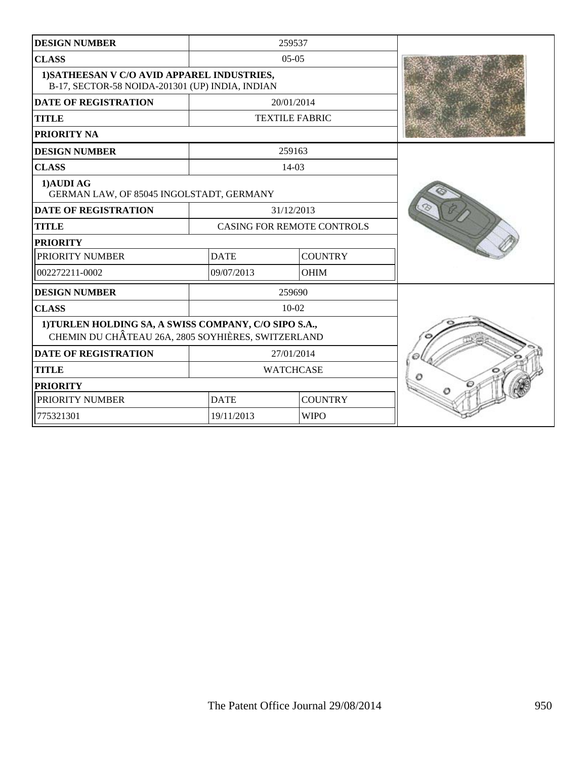| DESIGN NUMBER | 259537 | |
|---|---|---|
| CLASS | 05-05 | |
| 1)SATHEESAN V C/O AVID APPAREL INDUSTRIES, B-17, SECTOR-58 NOIDA-201301 (UP) INDIA, INDIAN | | |
| DATE OF REGISTRATION | 20/01/2014 | |
| TITLE | TEXTILE FABRIC | |
| PRIORITY NA | | |

| DESIGN NUMBER | 259163 | |
|---|---|---|
| CLASS | 14-03 | |
| 1)AUDI AG GERMAN LAW, OF 85045 INGOLSTADT, GERMANY | | |
| DATE OF REGISTRATION | 31/12/2013 | |
| TITLE | CASING FOR REMOTE CONTROLS | |
| PRIORITY | | |
| PRIORITY NUMBER | DATE | COUNTRY |
| 002272211-0002 | 09/07/2013 | OHIM |

| DESIGN NUMBER | 259690 | |
|---|---|---|
| CLASS | 10-02 | |
| 1)TURLEN HOLDING SA, A SWISS COMPANY, C/O SIPO S.A., CHEMIN DU CHÂTEAU 26A, 2805 SOYHIÈRES, SWITZERLAND | | |
| DATE OF REGISTRATION | 27/01/2014 | |
| TITLE | WATCHCASE | |
| PRIORITY | | |
| PRIORITY NUMBER | DATE | COUNTRY |
| 775321301 | 19/11/2013 | WIPO |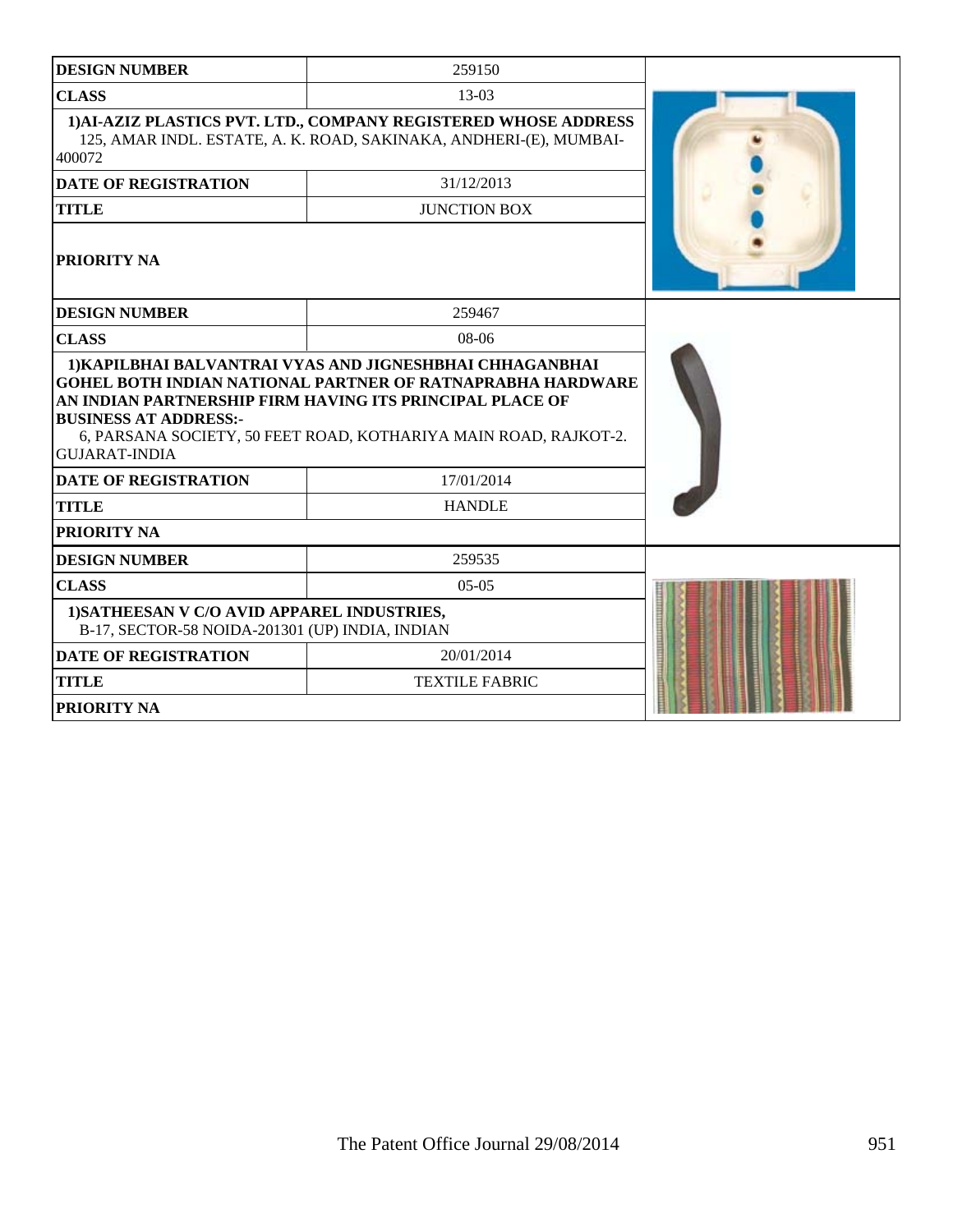| DESIGN NUMBER | 259150 |
|---|---|
| CLASS | 13-03 |
| 1)AI-AZIZ PLASTICS PVT. LTD., COMPANY REGISTERED WHOSE ADDRESS 125, AMAR INDL. ESTATE, A. K. ROAD, SAKINAKA, ANDHERI-(E), MUMBAI-400072 | |
| DATE OF REGISTRATION | 31/12/2013 |
| TITLE | JUNCTION BOX |
| PRIORITY NA | |

| DESIGN NUMBER | 259467 |
|---|---|
| CLASS | 08-06 |
| 1)KAPILBHAI BALVANTRAI VYAS AND JIGNESHBHAI CHHAGANBHAI GOHEL BOTH INDIAN NATIONAL PARTNER OF RATNAPRABHA HARDWARE AN INDIAN PARTNERSHIP FIRM HAVING ITS PRINCIPAL PLACE OF BUSINESS AT ADDRESS:- 6, PARSANA SOCIETY, 50 FEET ROAD, KOTHARIYA MAIN ROAD, RAJKOT-2. GUJARAT-INDIA | |
| DATE OF REGISTRATION | 17/01/2014 |
| TITLE | HANDLE |
| PRIORITY NA | |

| DESIGN NUMBER | 259535 |
|---|---|
| CLASS | 05-05 |
| 1)SATHEESAN V C/O AVID APPAREL INDUSTRIES, B-17, SECTOR-58 NOIDA-201301 (UP) INDIA, INDIAN | |
| DATE OF REGISTRATION | 20/01/2014 |
| TITLE | TEXTILE FABRIC |
| PRIORITY NA | |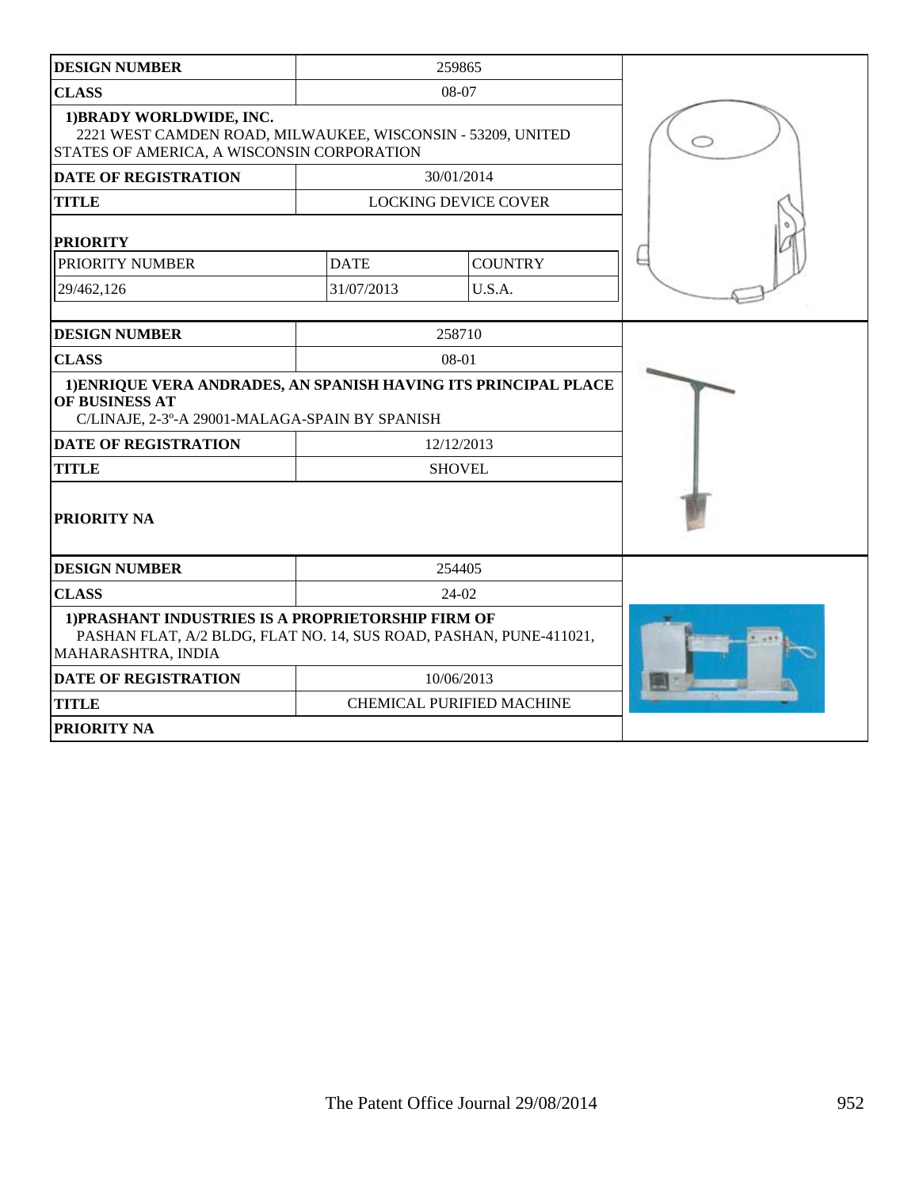| DESIGN NUMBER | 259865 | |
|---|---|---|
| CLASS | 08-07 | |
| 1)BRADY WORLDWIDE, INC. 2221 WEST CAMDEN ROAD, MILWAUKEE, WISCONSIN - 53209, UNITED STATES OF AMERICA, A WISCONSIN CORPORATION | | |
| DATE OF REGISTRATION | 30/01/2014 | |
| TITLE | LOCKING DEVICE COVER | |
| PRIORITY | | |
| PRIORITY NUMBER | DATE | COUNTRY |
| 29/462,126 | 31/07/2013 | U.S.A. |

| DESIGN NUMBER | 258710 |
|---|---|
| CLASS | 08-01 |
| 1)ENRIQUE VERA ANDRADES, AN SPANISH HAVING ITS PRINCIPAL PLACE OF BUSINESS AT C/LINAJE, 2-3º-A 29001-MALAGA-SPAIN BY SPANISH | |
| DATE OF REGISTRATION | 12/12/2013 |
| TITLE | SHOVEL |
| PRIORITY NA | |

| DESIGN NUMBER | 254405 |
|---|---|
| CLASS | 24-02 |
| 1)PRASHANT INDUSTRIES IS A PROPRIETORSHIP FIRM OF PASHAN FLAT, A/2 BLDG, FLAT NO. 14, SUS ROAD, PASHAN, PUNE-411021, MAHARASHTRA, INDIA | |
| DATE OF REGISTRATION | 10/06/2013 |
| TITLE | CHEMICAL PURIFIED MACHINE |
| PRIORITY NA | |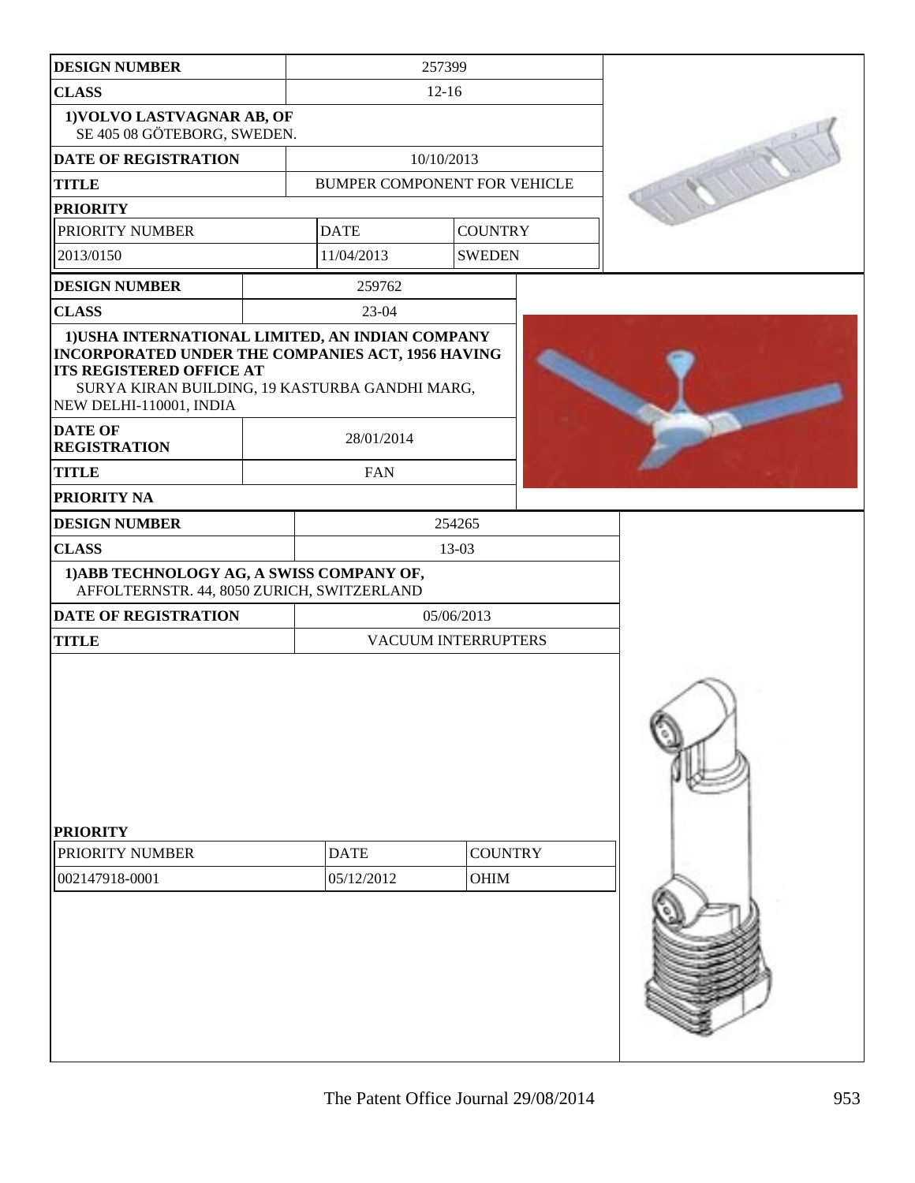| DESIGN NUMBER | 257399 | |
|---|---|---|
| CLASS | 12-16 | |
| 1)VOLVO LASTVAGNAR AB, OF SE 405 08 GÖTEBORG, SWEDEN. | | |
| DATE OF REGISTRATION | 10/10/2013 | |
| TITLE | BUMPER COMPONENT FOR VEHICLE | |
| PRIORITY | | |
| PRIORITY NUMBER | DATE | COUNTRY |
| 2013/0150 | 11/04/2013 | SWEDEN |

| DESIGN NUMBER | 259762 |
|---|---|
| CLASS | 23-04 |
| 1)USHA INTERNATIONAL LIMITED, AN INDIAN COMPANY INCORPORATED UNDER THE COMPANIES ACT, 1956 HAVING ITS REGISTERED OFFICE AT SURYA KIRAN BUILDING, 19 KASTURBA GANDHI MARG, NEW DELHI-110001, INDIA | |
| DATE OF REGISTRATION | 28/01/2014 |
| TITLE | FAN |
| PRIORITY NA | |

| DESIGN NUMBER | 254265 | |
|---|---|---|
| CLASS | 13-03 | |
| 1)ABB TECHNOLOGY AG, A SWISS COMPANY OF, AFFOLTERNSTR. 44, 8050 ZURICH, SWITZERLAND | | |
| DATE OF REGISTRATION | 05/06/2013 | |
| TITLE | VACUUM INTERRUPTERS | |
| PRIORITY | | |
| PRIORITY NUMBER | DATE | COUNTRY |
| 002147918-0001 | 05/12/2012 | OHIM |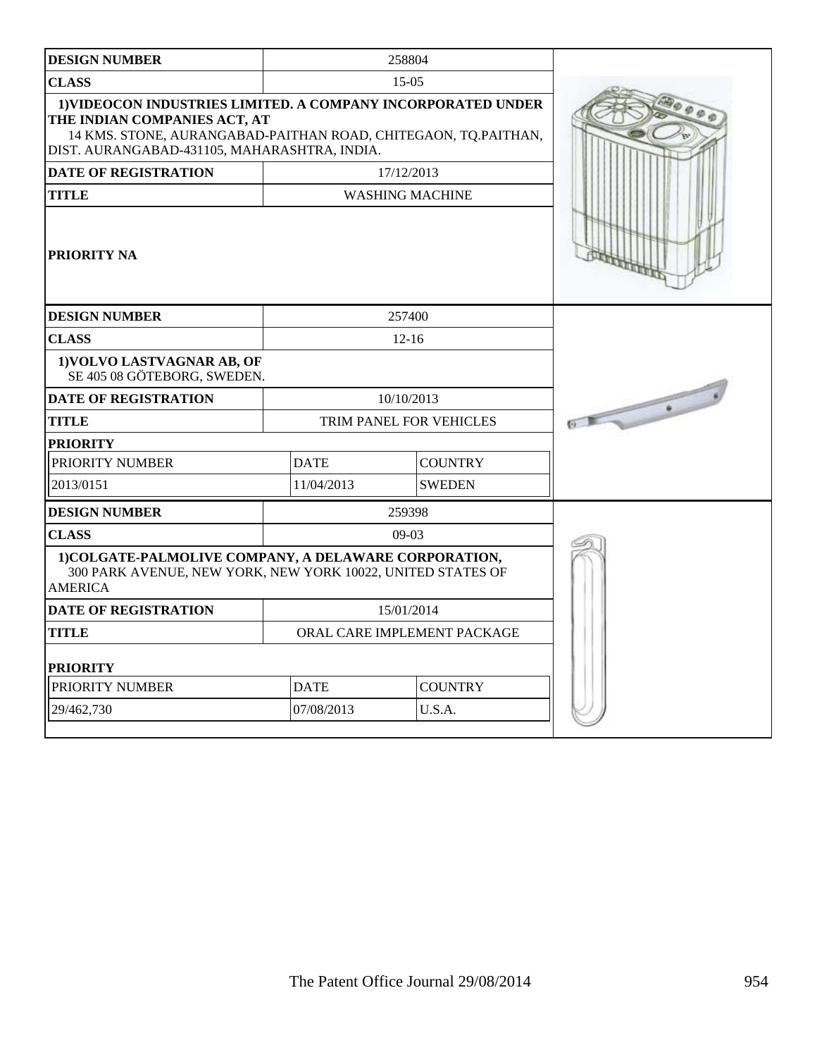| DESIGN NUMBER | 258804 | |
|---|---|---|
| CLASS | 15-05 | |
| **1)VIDEOCON INDUSTRIES LIMITED. A COMPANY INCORPORATED UNDER THE INDIAN COMPANIES ACT, AT** 14 KMS. STONE, AURANGABAD-PAITHAN ROAD, CHITEGAON, TQ.PAITHAN, DIST. AURANGABAD-431105, MAHARASHTRA, INDIA. | | |
| DATE OF REGISTRATION | 17/12/2013 | |
| TITLE | WASHING MACHINE | |
| PRIORITY NA | | |

| DESIGN NUMBER | 257400 | |
|---|---|---|
| CLASS | 12-16 | |
| **1)VOLVO LASTVAGNAR AB, OF** SE 405 08 GÖTEBORG, SWEDEN. | | |
| DATE OF REGISTRATION | 10/10/2013 | |
| TITLE | TRIM PANEL FOR VEHICLES | |
| **PRIORITY** | | |
| PRIORITY NUMBER | DATE | COUNTRY |
| 2013/0151 | 11/04/2013 | SWEDEN |

| DESIGN NUMBER | 259398 | |
|---|---|---|
| CLASS | 09-03 | |
| **1)COLGATE-PALMOLIVE COMPANY, A DELAWARE CORPORATION,** 300 PARK AVENUE, NEW YORK, NEW YORK 10022, UNITED STATES OF AMERICA | | |
| DATE OF REGISTRATION | 15/01/2014 | |
| TITLE | ORAL CARE IMPLEMENT PACKAGE | |
| **PRIORITY** | | |
| PRIORITY NUMBER | DATE | COUNTRY |
| 29/462,730 | 07/08/2013 | U.S.A. |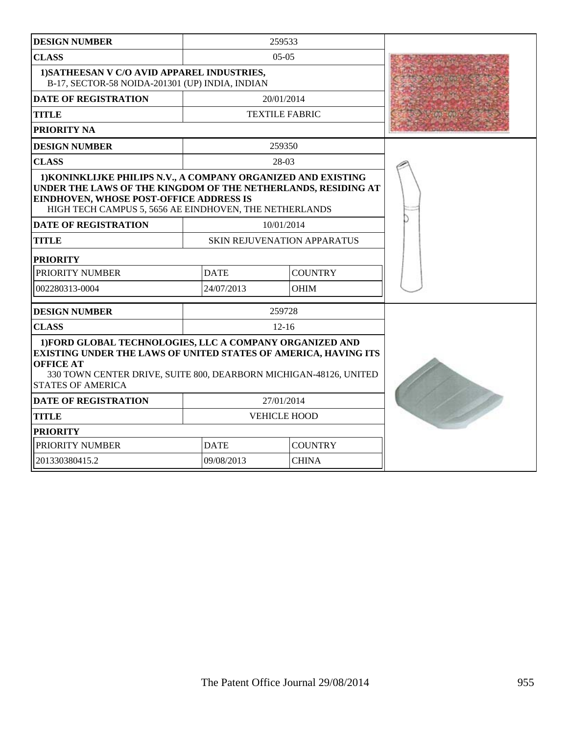| DESIGN NUMBER | 259533 | |
|---|---|---|
| CLASS | 05-05 | |
| **1)SATHEESAN V C/O AVID APPAREL INDUSTRIES,** B-17, SECTOR-58 NOIDA-201301 (UP) INDIA, INDIAN | | |
| DATE OF REGISTRATION | 20/01/2014 | |
| TITLE | TEXTILE FABRIC | |
| PRIORITY NA | | |

| DESIGN NUMBER | 259350 | |
|---|---|---|
| CLASS | 28-03 | |
| **1)KONINKLIJKE PHILIPS N.V., A COMPANY ORGANIZED AND EXISTING UNDER THE LAWS OF THE KINGDOM OF THE NETHERLANDS, RESIDING AT EINDHOVEN, WHOSE POST-OFFICE ADDRESS IS** HIGH TECH CAMPUS 5, 5656 AE EINDHOVEN, THE NETHERLANDS | | |
| DATE OF REGISTRATION | 10/01/2014 | |
| TITLE | SKIN REJUVENATION APPARATUS | |
| PRIORITY | | |
| PRIORITY NUMBER | DATE | COUNTRY |
| 002280313-0004 | 24/07/2013 | OHIM |

| DESIGN NUMBER | 259728 | |
|---|---|---|
| CLASS | 12-16 | |
| **1)FORD GLOBAL TECHNOLOGIES, LLC A COMPANY ORGANIZED AND EXISTING UNDER THE LAWS OF UNITED STATES OF AMERICA, HAVING ITS OFFICE AT** 330 TOWN CENTER DRIVE, SUITE 800, DEARBORN MICHIGAN-48126, UNITED STATES OF AMERICA | | |
| DATE OF REGISTRATION | 27/01/2014 | |
| TITLE | VEHICLE HOOD | |
| PRIORITY | | |
| PRIORITY NUMBER | DATE | COUNTRY |
| 201330380415.2 | 09/08/2013 | CHINA |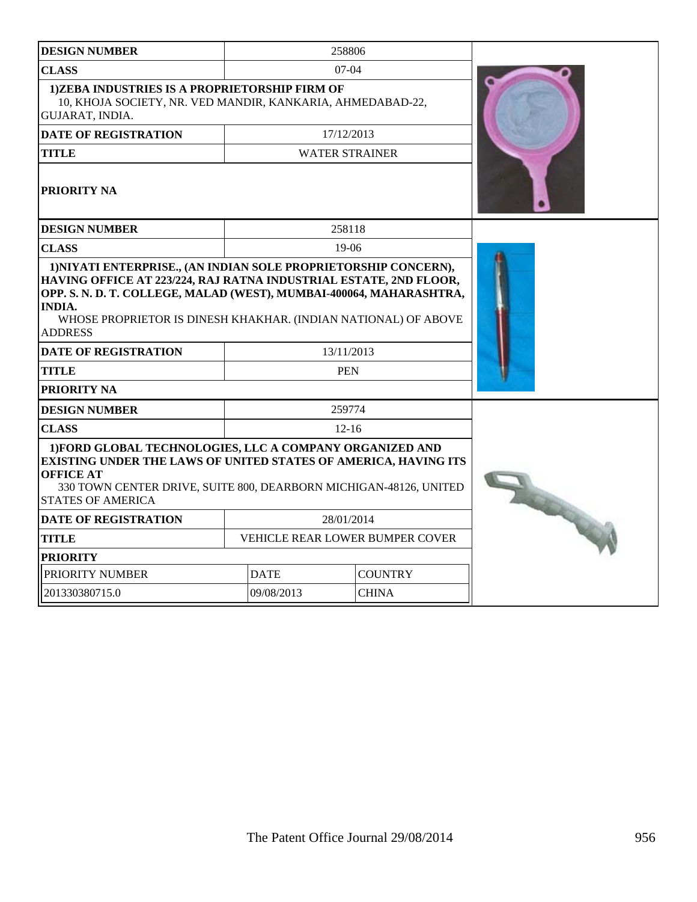| DESIGN NUMBER | 258806 |
| --- | --- |
| CLASS | 07-04 |
| **1)ZEBA INDUSTRIES IS A PROPRIETORSHIP FIRM OF** 10, KHOJA SOCIETY, NR. VED MANDIR, KANKARIA, AHMEDABAD-22, GUJARAT, INDIA. | |
| DATE OF REGISTRATION | 17/12/2013 |
| TITLE | WATER STRAINER |
| PRIORITY NA | |

| DESIGN NUMBER | 258118 |
| --- | --- |
| CLASS | 19-06 |
| **1)NIYATI ENTERPRISE., (AN INDIAN SOLE PROPRIETORSHIP CONCERN), HAVING OFFICE AT 223/224, RAJ RATNA INDUSTRIAL ESTATE, 2ND FLOOR, OPP. S. N. D. T. COLLEGE, MALAD (WEST), MUMBAI-400064, MAHARASHTRA, INDIA.** WHOSE PROPRIETOR IS DINESH KHAKHAR. (INDIAN NATIONAL) OF ABOVE ADDRESS | |
| DATE OF REGISTRATION | 13/11/2013 |
| TITLE | PEN |
| PRIORITY NA | |

| DESIGN NUMBER | 259774 | |
| --- | --- | --- |
| CLASS | 12-16 | |
| **1)FORD GLOBAL TECHNOLOGIES, LLC A COMPANY ORGANIZED AND EXISTING UNDER THE LAWS OF UNITED STATES OF AMERICA, HAVING ITS OFFICE AT** 330 TOWN CENTER DRIVE, SUITE 800, DEARBORN MICHIGAN-48126, UNITED STATES OF AMERICA | | |
| DATE OF REGISTRATION | 28/01/2014 | |
| TITLE | VEHICLE REAR LOWER BUMPER COVER | |
| **PRIORITY** | | |
| PRIORITY NUMBER | DATE | COUNTRY |
| 201330380715.0 | 09/08/2013 | CHINA |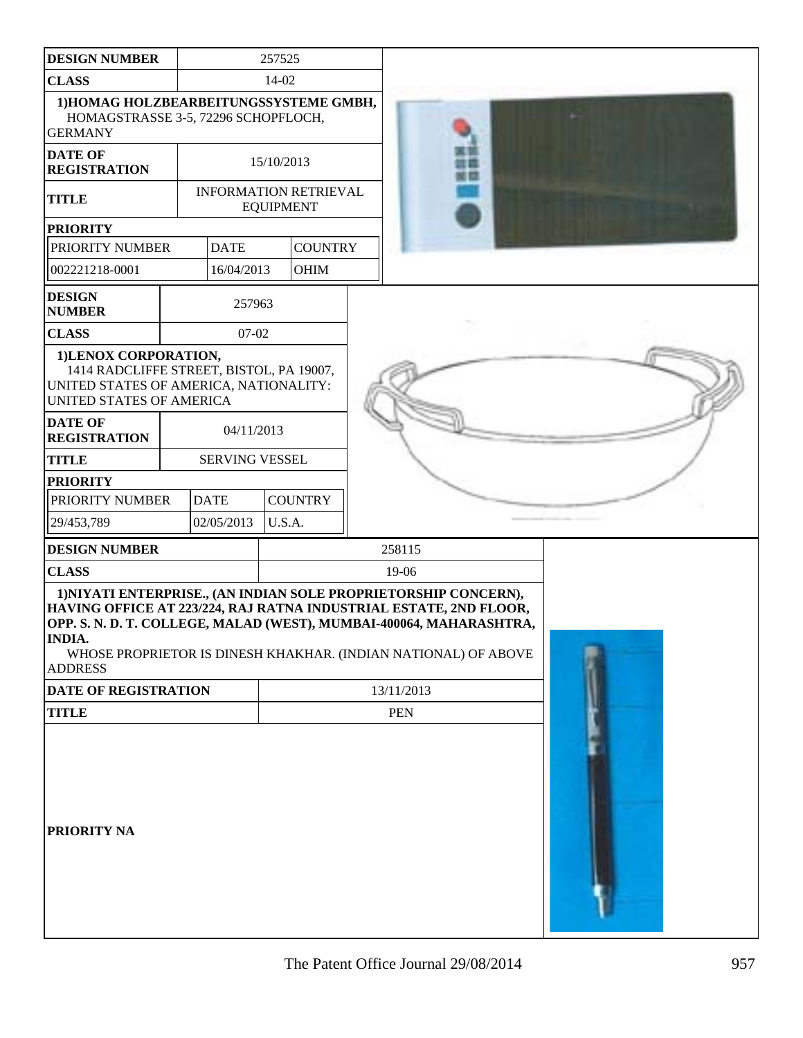| DESIGN NUMBER | 257525 | | |
|---|---|---|---|
| CLASS | 14-02 | | |
| 1)HOMAG HOLZBEARBEITUNGSSYSTEME GMBH, HOMAGSTRASSE 3-5, 72296 SCHOPFLOCH, GERMANY | | | |
| DATE OF REGISTRATION | 15/10/2013 | | |
| TITLE | INFORMATION RETRIEVAL EQUIPMENT | | |
| PRIORITY | | | |
| PRIORITY NUMBER | DATE | COUNTRY | |
| 002221218-0001 | 16/04/2013 | OHIM | |

| DESIGN NUMBER | 257963 | | |
|---|---|---|---|
| CLASS | 07-02 | | |
| 1)LENOX CORPORATION, 1414 RADCLIFFE STREET, BISTOL, PA 19007, UNITED STATES OF AMERICA, NATIONALITY: UNITED STATES OF AMERICA | | | |
| DATE OF REGISTRATION | 04/11/2013 | | |
| TITLE | SERVING VESSEL | | |
| PRIORITY | | | |
| PRIORITY NUMBER | DATE | COUNTRY | |
| 29/453,789 | 02/05/2013 | U.S.A. | |

| DESIGN NUMBER | 258115 |
|---|---|
| CLASS | 19-06 |
| 1)NIYATI ENTERPRISE., (AN INDIAN SOLE PROPRIETORSHIP CONCERN), HAVING OFFICE AT 223/224, RAJ RATNA INDUSTRIAL ESTATE, 2ND FLOOR, OPP. S. N. D. T. COLLEGE, MALAD (WEST), MUMBAI-400064, MAHARASHTRA, INDIA. WHOSE PROPRIETOR IS DINESH KHAKHAR. (INDIAN NATIONAL) OF ABOVE ADDRESS | |
| DATE OF REGISTRATION | 13/11/2013 |
| TITLE | PEN |
| PRIORITY NA | |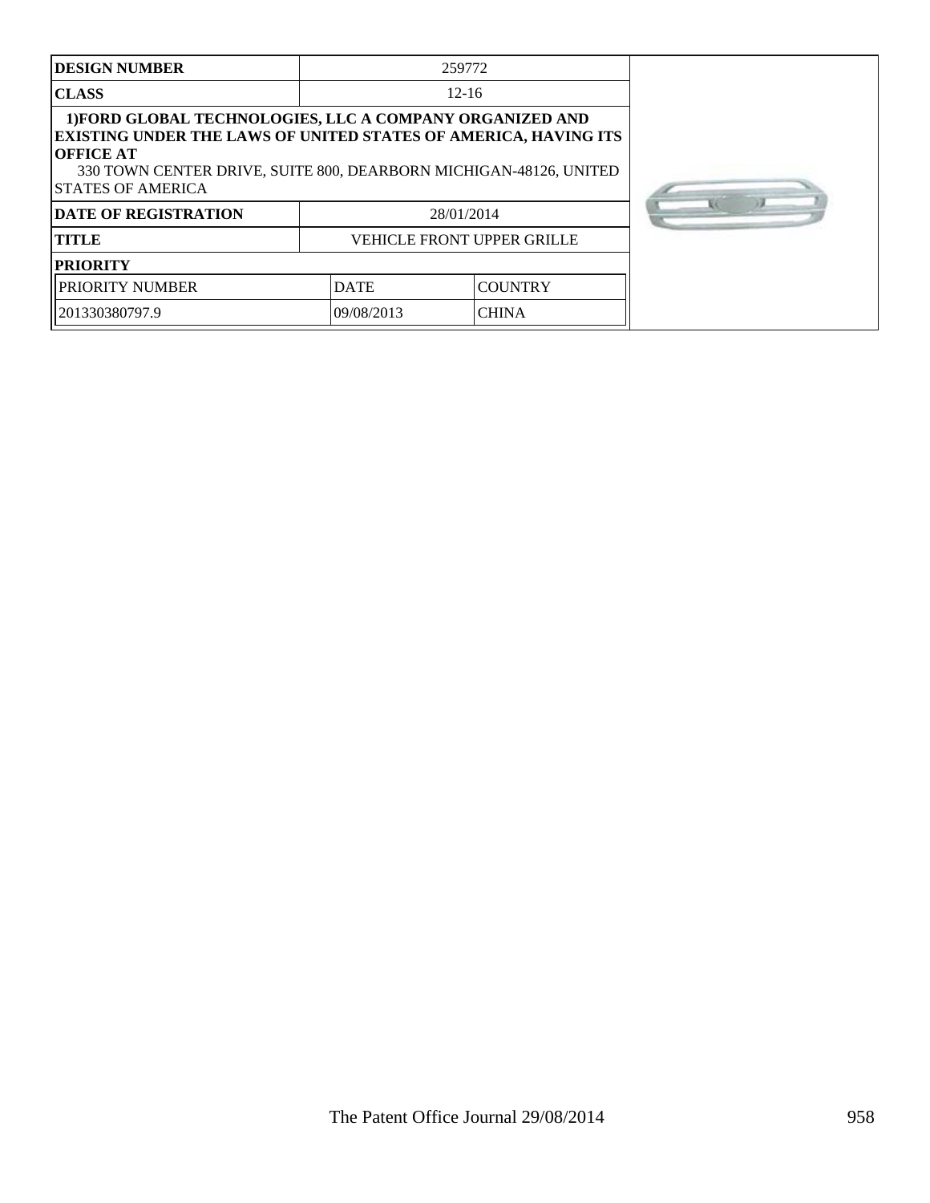| | | | |
|---|---|---|---|
| **DESIGN NUMBER** | 259772 | | |
| **CLASS** | 12-16 | | |
| **1)FORD GLOBAL TECHNOLOGIES, LLC A COMPANY ORGANIZED AND EXISTING UNDER THE LAWS OF UNITED STATES OF AMERICA, HAVING ITS OFFICE AT** 330 TOWN CENTER DRIVE, SUITE 800, DEARBORN MICHIGAN-48126, UNITED STATES OF AMERICA | | | |
| **DATE OF REGISTRATION** | 28/01/2014 | | |
| **TITLE** | VEHICLE FRONT UPPER GRILLE | | |
| **PRIORITY** | | | |
| PRIORITY NUMBER | DATE | COUNTRY | |
| 201330380797.9 | 09/08/2013 | CHINA | |